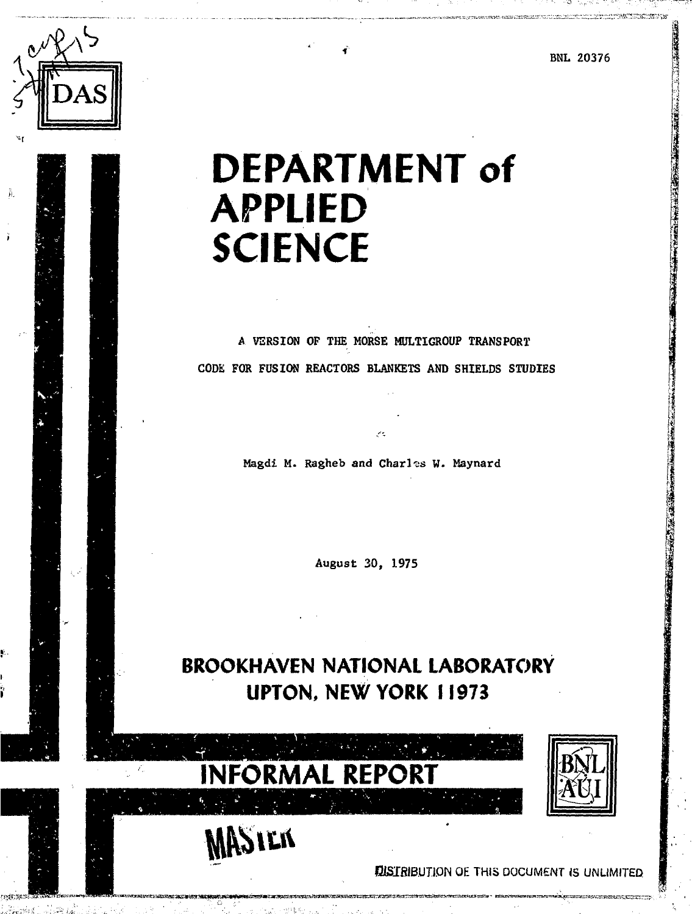DAS

BNL 20376

# DEPARTMENT of APPLIED SCIENCE

A VERSION OF THE MORSE MULTIGROUP TRANSPORT CODE FOR FUSION REACTORS BLANKETS AND SHIELDS STUDIES

Magdi M. Ragheb and Charles W. Maynard

August 30, 1975

**BROOKHAVEN NATIONAL LABORATORY**
**UPTON, NEW YORK 11973**

**INFORMAL REPORT**

BNL AUI

MASTER

DISTRIBUTION OF THIS DOCUMENT IS UNLIMITED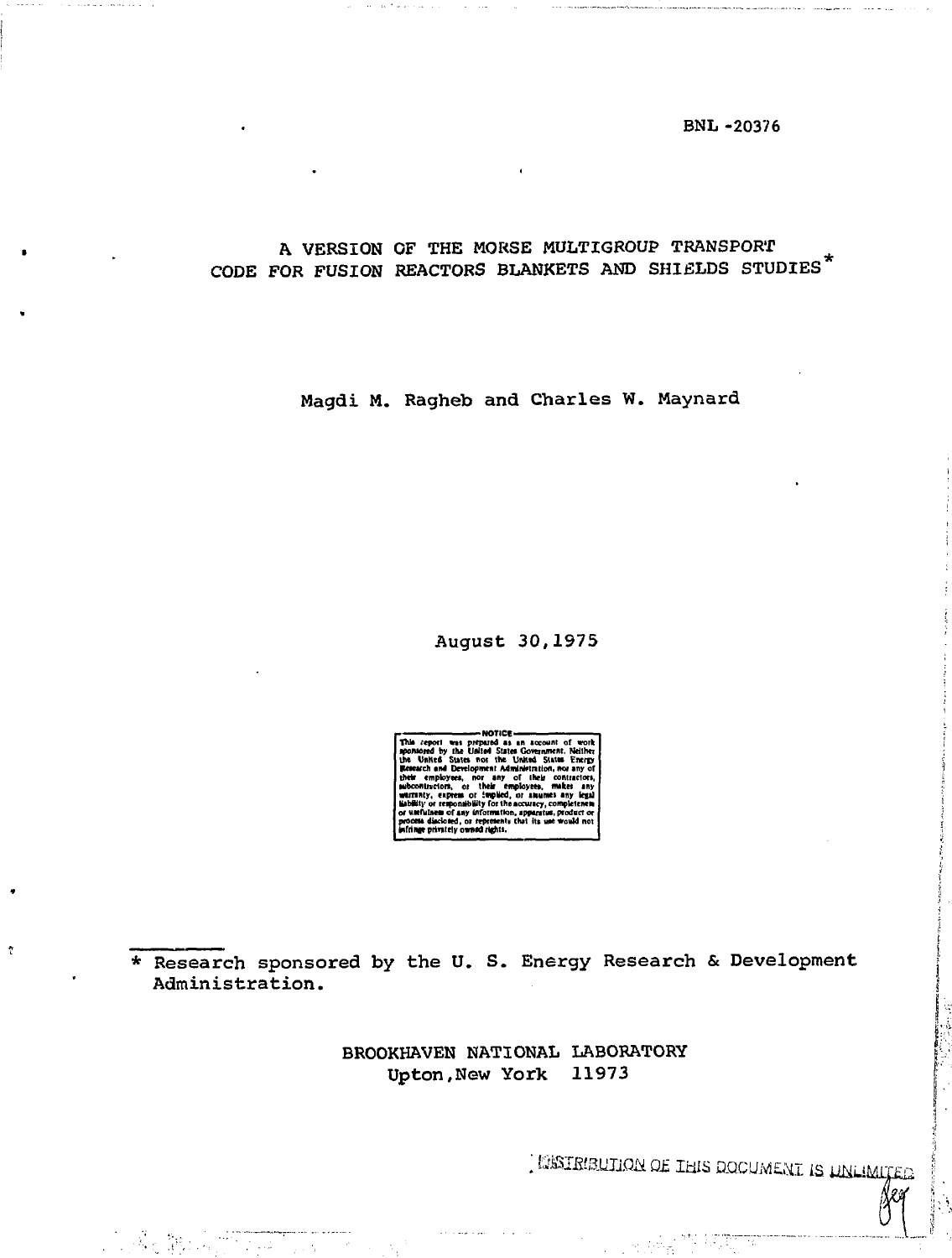BNL -20376

# A VERSION OF THE MORSE MULTIGROUP TRANSPORT CODE FOR FUSION REACTORS BLANKETS AND SHIELDS STUDIES*

Magdi M. Ragheb and Charles W. Maynard

August 30,1975

NOTICE

This report was prepared as an account of work sponsored by the United States Government. Neither the United States nor the United States Energy Research and Development Administration, nor any of their employees, nor any of their contractors, subcontractors, or their employees, makes any warranty, express or implied, or assumes any legal liability or responsibility for the accuracy, completeness or usefulness of any information, apparatus, product or process disclosed, or represents that its use would not infringe privately owned rights.

\* Research sponsored by the U. S. Energy Research & Development Administration.

BROOKHAVEN NATIONAL LABORATORY
Upton, New York 11973

DISTRIBUTION OF THIS DOCUMENT IS UNLIMITED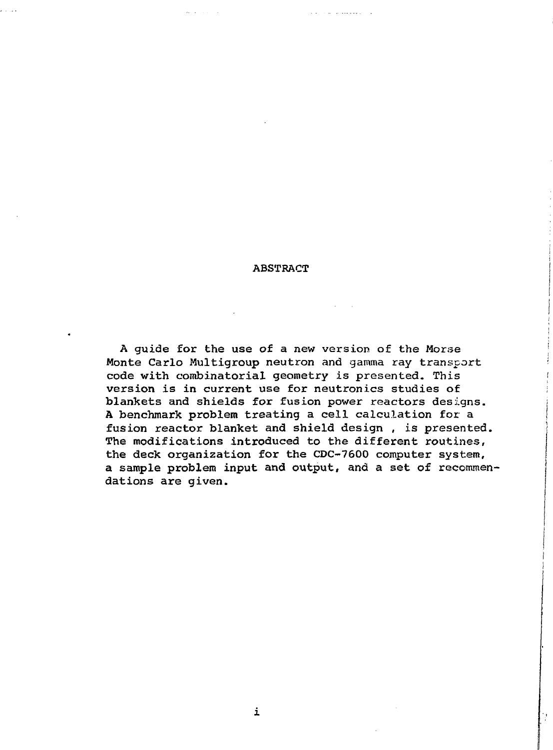# ABSTRACT

A guide for the use of a new version of the Morse Monte Carlo Multigroup neutron and gamma ray transport code with combinatorial geometry is presented. This version is in current use for neutronics studies of blankets and shields for fusion power reactors designs. A benchmark problem treating a cell calculation for a fusion reactor blanket and shield design , is presented. The modifications introduced to the different routines, the deck organization for the CDC-7600 computer system, a sample problem input and output, and a set of recommendations are given.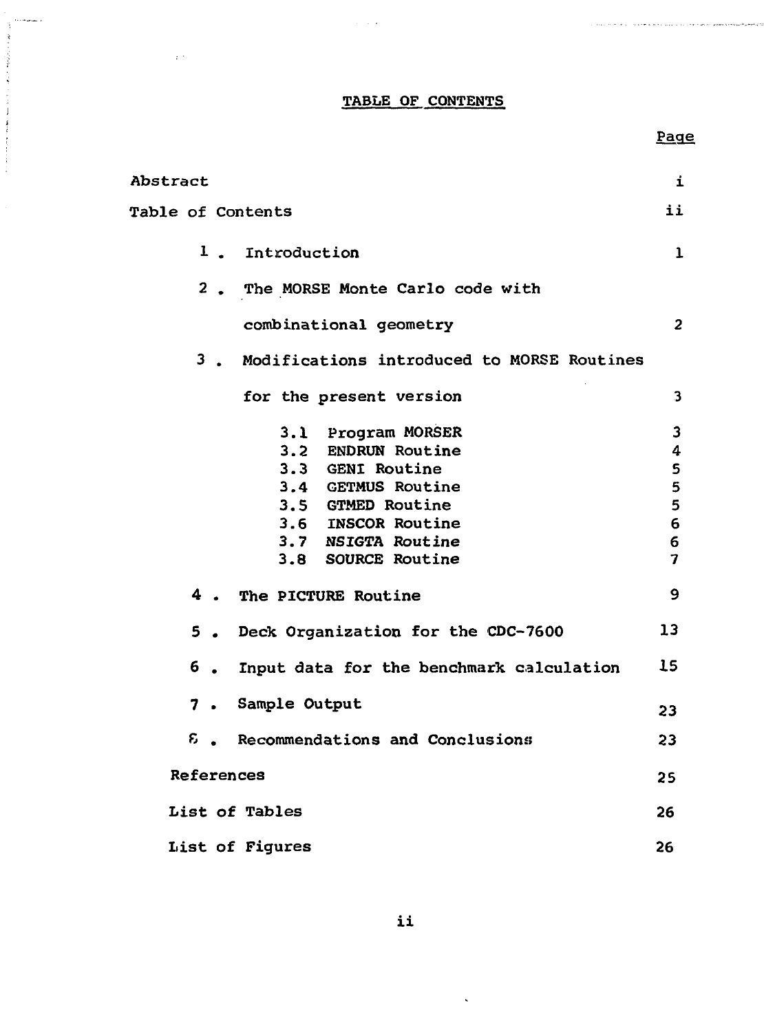# TABLE OF CONTENTS

| | Page |
|---|---|
| Abstract | i |
| Table of Contents | ii |
| 1 . Introduction | 1 |
| 2 . The MORSE Monte Carlo code with combinational geometry | 2 |
| 3 . Modifications introduced to MORSE Routines for the present version | 3 |
| 3.1 Program MORSER | 3 |
| 3.2 ENDRUN Routine | 4 |
| 3.3 GENI Routine | 5 |
| 3.4 GETMUS Routine | 5 |
| 3.5 GTMED Routine | 5 |
| 3.6 INSCOR Routine | 6 |
| 3.7 NSIGTA Routine | 6 |
| 3.8 SOURCE Routine | 7 |
| 4 . The PICTURE Routine | 9 |
| 5 . Deck Organization for the CDC-7600 | 13 |
| 6 . Input data for the benchmark calculation | 15 |
| 7 . Sample Output | 23 |
| 8 . Recommendations and Conclusions | 23 |
| References | 25 |
| List of Tables | 26 |
| List of Figures | 26 |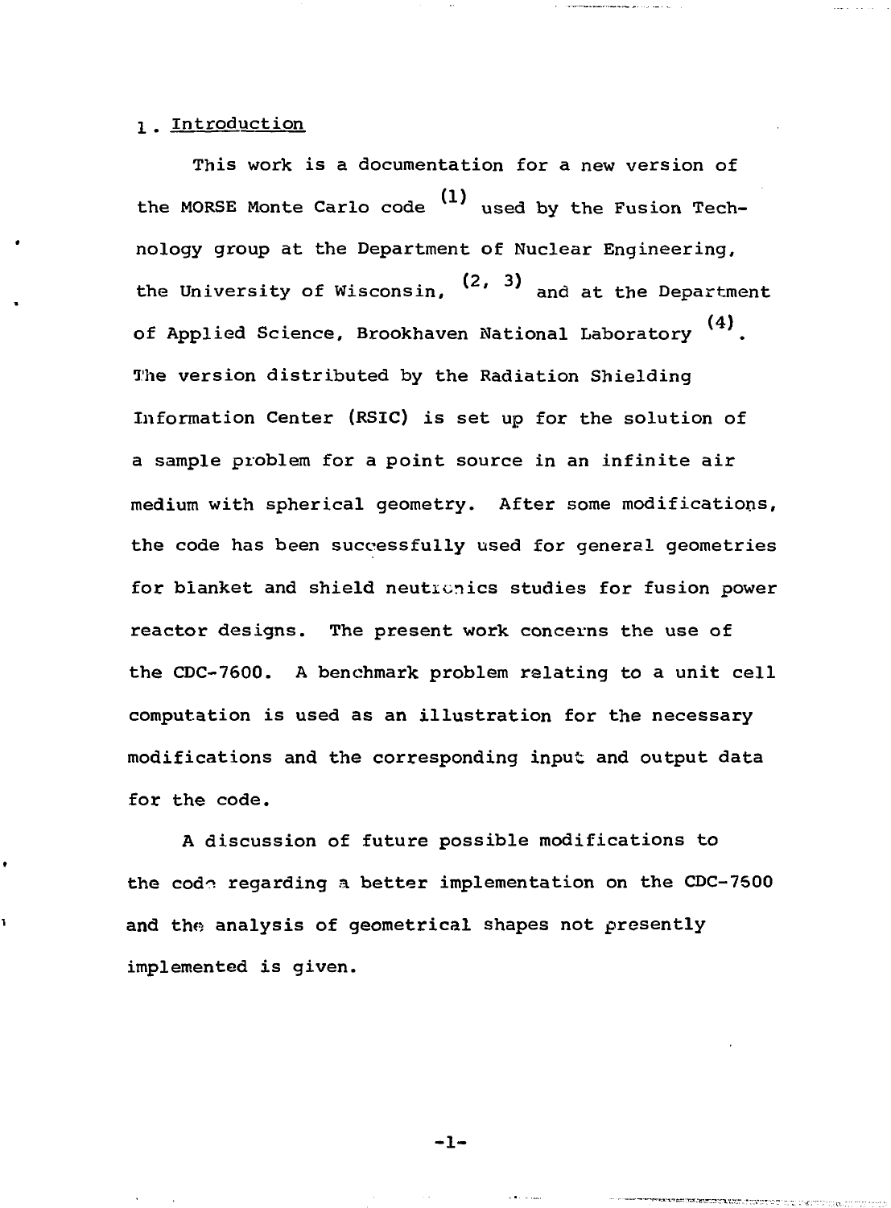## 1. Introduction

This work is a documentation for a new version of the MORSE Monte Carlo code [1] used by the Fusion Technology group at the Department of Nuclear Engineering, the University of Wisconsin, [2, 3] and at the Department of Applied Science, Brookhaven National Laboratory [4]. The version distributed by the Radiation Shielding Information Center (RSIC) is set up for the solution of a sample problem for a point source in an infinite air medium with spherical geometry. After some modifications, the code has been successfully used for general geometries for blanket and shield neutronics studies for fusion power reactor designs. The present work concerns the use of the CDC-7600. A benchmark problem relating to a unit cell computation is used as an illustration for the necessary modifications and the corresponding input and output data for the code.

A discussion of future possible modifications to the code regarding a better implementation on the CDC-7600 and the analysis of geometrical shapes not presently implemented is given.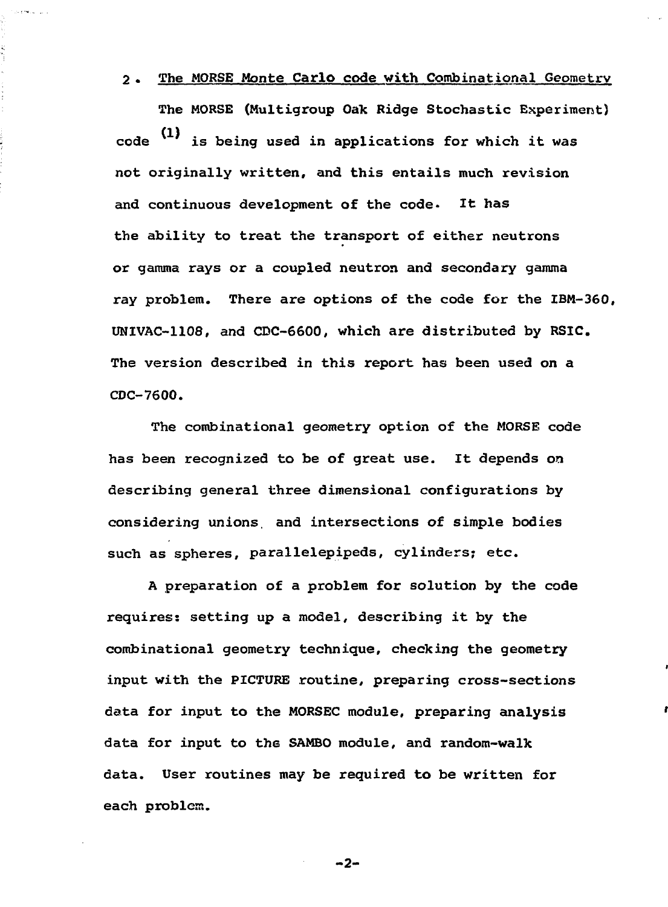## 2. The MORSE Monte Carlo code with Combinational Geometry

The MORSE (Multigroup Oak Ridge Stochastic Experiment) code [(1)] is being used in applications for which it was not originally written, and this entails much revision and continuous development of the code. It has the ability to treat the transport of either neutrons or gamma rays or a coupled neutron and secondary gamma ray problem. There are options of the code for the IBM-360, UNIVAC-1108, and CDC-6600, which are distributed by RSIC. The version described in this report has been used on a CDC-7600.

The combinational geometry option of the MORSE code has been recognized to be of great use. It depends on describing general three dimensional configurations by considering unions and intersections of simple bodies such as spheres, parallelepipeds, cylinders; etc.

A preparation of a problem for solution by the code requires: setting up a model, describing it by the combinational geometry technique, checking the geometry input with the PICTURE routine, preparing cross-sections data for input to the MORSEC module, preparing analysis data for input to the SAMBO module, and random-walk data. User routines may be required to be written for each problem.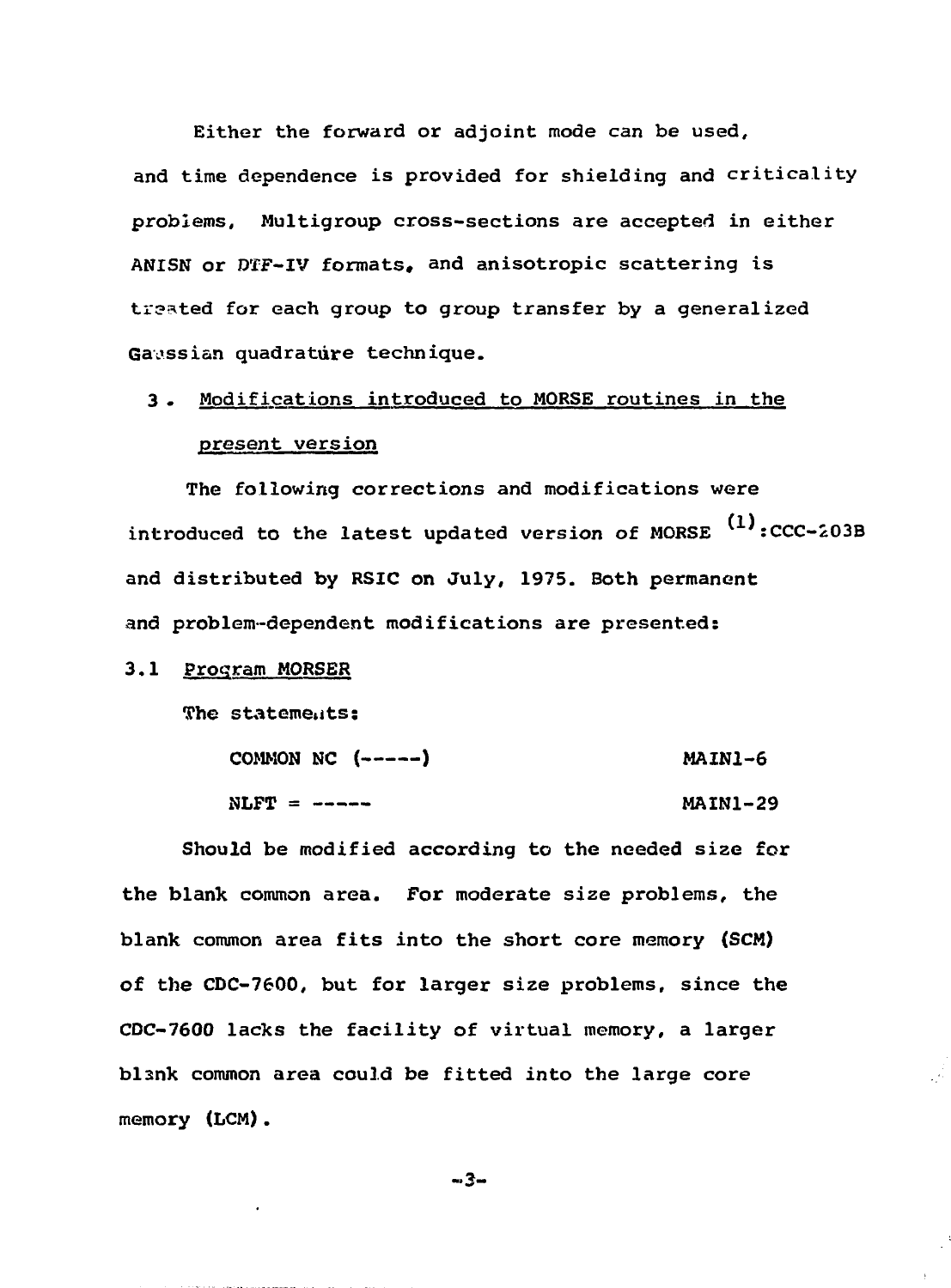Either the forward or adjoint mode can be used, and time dependence is provided for shielding and criticality problems, Multigroup cross-sections are accepted in either ANISN or DTF-IV formats, and anisotropic scattering is treated for each group to group transfer by a generalized Gaussian quadrature technique.

## 3. Modifications introduced to MORSE routines in the present version

The following corrections and modifications were introduced to the latest updated version of MORSE [(1)]:CCC-203B and distributed by RSIC on July, 1975. Both permanent and problem-dependent modifications are presented:

### 3.1 Program MORSER

The statements:

```
COMMON NC (-----)                          MAIN1-6
NLFT = -----                               MAIN1-29
```

Should be modified according to the needed size for the blank common area. For moderate size problems, the blank common area fits into the short core memory (SCM) of the CDC-7600, but for larger size problems, since the CDC-7600 lacks the facility of virtual memory, a larger blank common area could be fitted into the large core memory (LCM).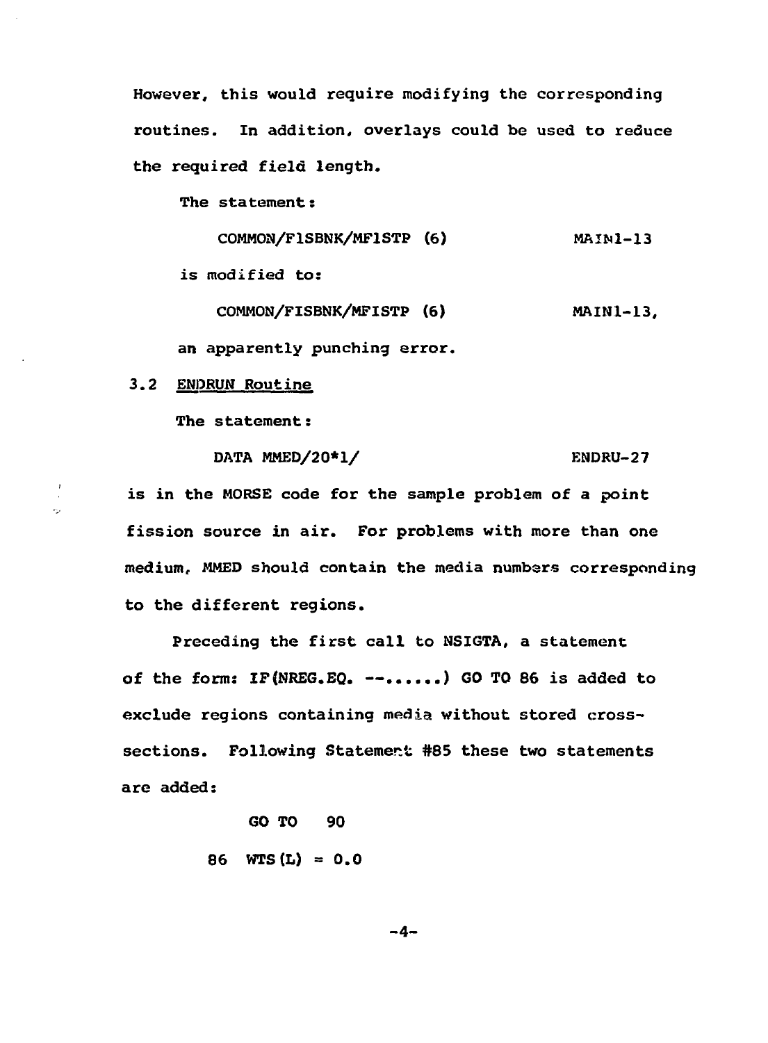However, this would require modifying the corresponding routines. In addition, overlays could be used to reduce the required field length.

The statement:

```
COMMON/F1SBNK/MF1STP (6)                MAIN1-13
```

is modified to:

```
COMMON/FISBNK/MFISTP (6)                MAIN1-13,
```

an apparently punching error.

### 3.2 ENDRUN Routine

The statement:

```
DATA MMED/20*1/                         ENDRU-27
```

is in the MORSE code for the sample problem of a point fission source in air. For problems with more than one medium, MMED should contain the media numbers corresponding to the different regions.

Preceding the first call to NSIGTA, a statement of the form: IF(NREG.EQ. --......) GO TO 86 is added to exclude regions containing media without stored cross-sections. Following Statement #85 these two statements are added:

```
      GO TO  90
   86 WTS(L) = 0.0
```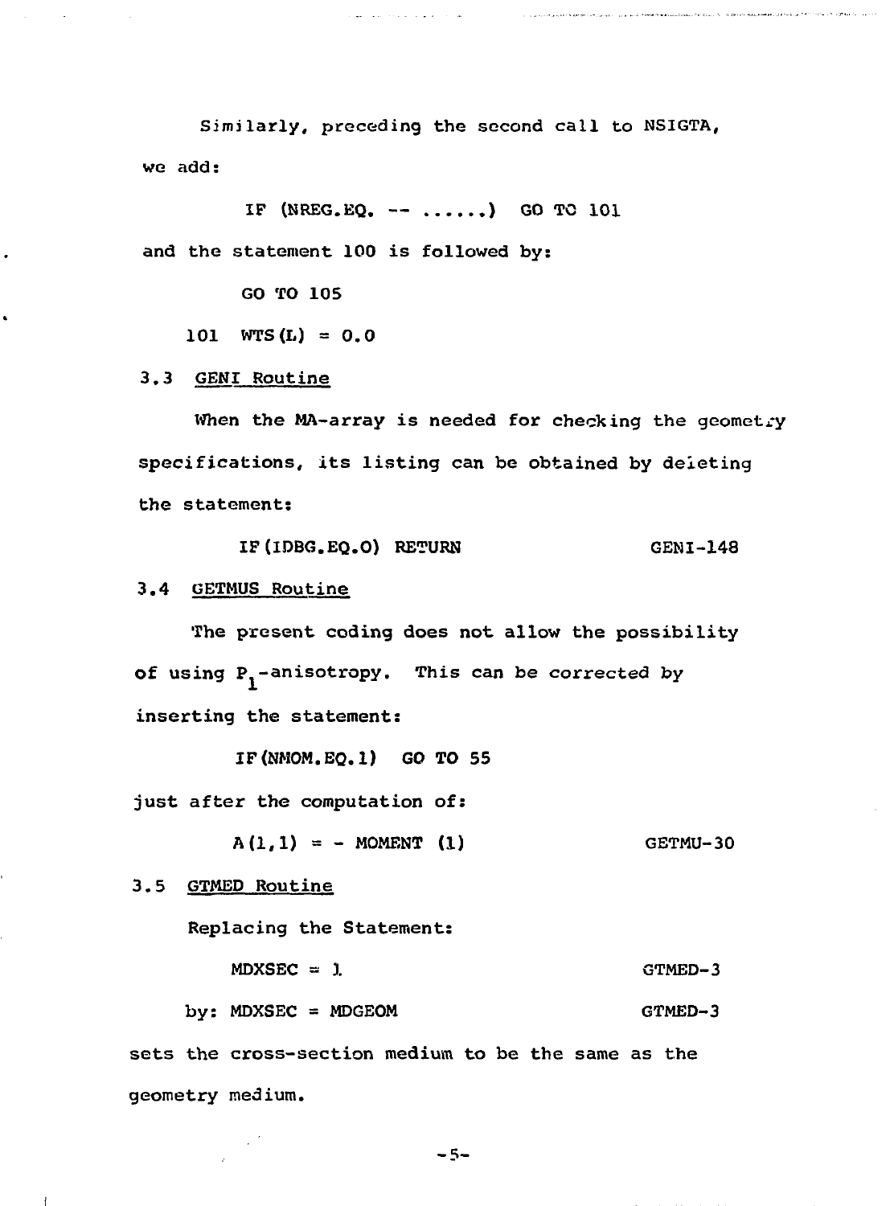Similarly, preceding the second call to NSIGTA, we add:

```
IF (NREG.EQ. -- ......) GO TO 101
```

and the statement 100 is followed by:

```
      GO TO 105
  101 WTS(L) = 0.0
```

### 3.3 GENI Routine

When the MA-array is needed for checking the geometry specifications, its listing can be obtained by deleting the statement:

```
IF(IDBG.EQ.O) RETURN                    GENI-148
```

### 3.4 GETMUS Routine

The present coding does not allow the possibility of using $P_1$-anisotropy. This can be corrected by inserting the statement:

```
IF(NMOM.EQ.1) GO TO 55
```

just after the computation of:

```
A(1,1) = - MOMENT (1)                   GETMU-30
```

### 3.5 GTMED Routine

Replacing the Statement:

```
MDXSEC = 1                              GTMED-3
```

by:

```
MDXSEC = MDGEOM                         GTMED-3
```

sets the cross-section medium to be the same as the geometry medium.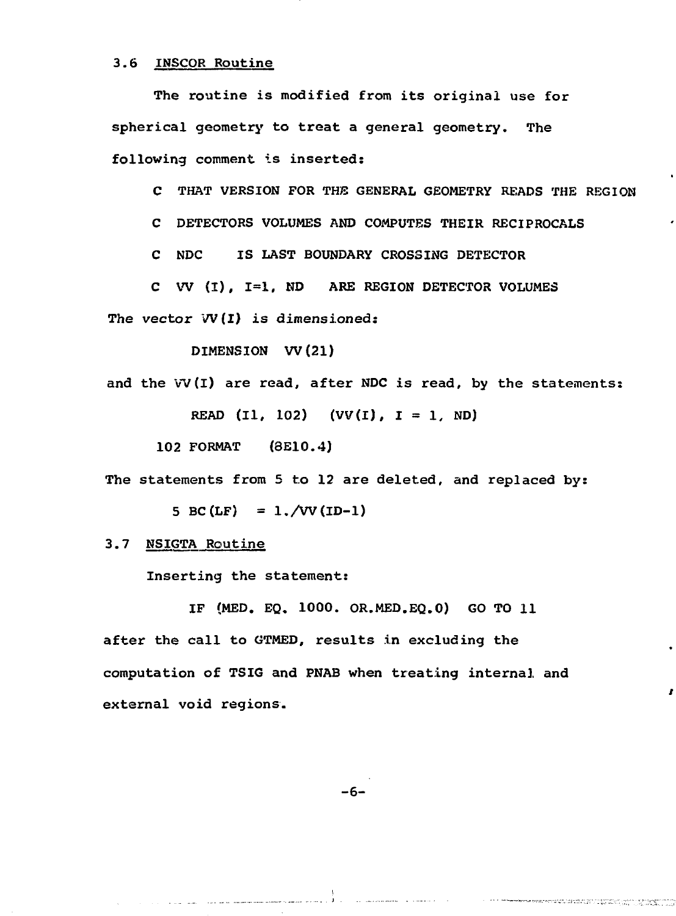### 3.6 INSCOR Routine

The routine is modified from its original use for spherical geometry to treat a general geometry. The following comment is inserted:

```
C  THAT VERSION FOR THE GENERAL GEOMETRY READS THE REGION
C  DETECTORS VOLUMES AND COMPUTES THEIR RECIPROCALS
C  NDC     IS LAST BOUNDARY CROSSING DETECTOR
C  VV (I), I=1, ND   ARE REGION DETECTOR VOLUMES
```

The vector VV(I) is dimensioned:

```
DIMENSION  VV(21)
```

and the VV(I) are read, after NDC is read, by the statements:

```
     READ (I1, 102)   (VV(I), I = 1, ND)
102  FORMAT   (8E10.4)
```

The statements from 5 to 12 are deleted, and replaced by:

```
5 BC(LF)   = 1./VV(ID-1)
```

### 3.7 NSIGTA Routine

Inserting the statement:

```
IF (MED. EQ. 1000. OR.MED.EQ.0)   GO TO 11
```

after the call to GTMED, results in excluding the computation of TSIG and PNAB when treating internal and external void regions.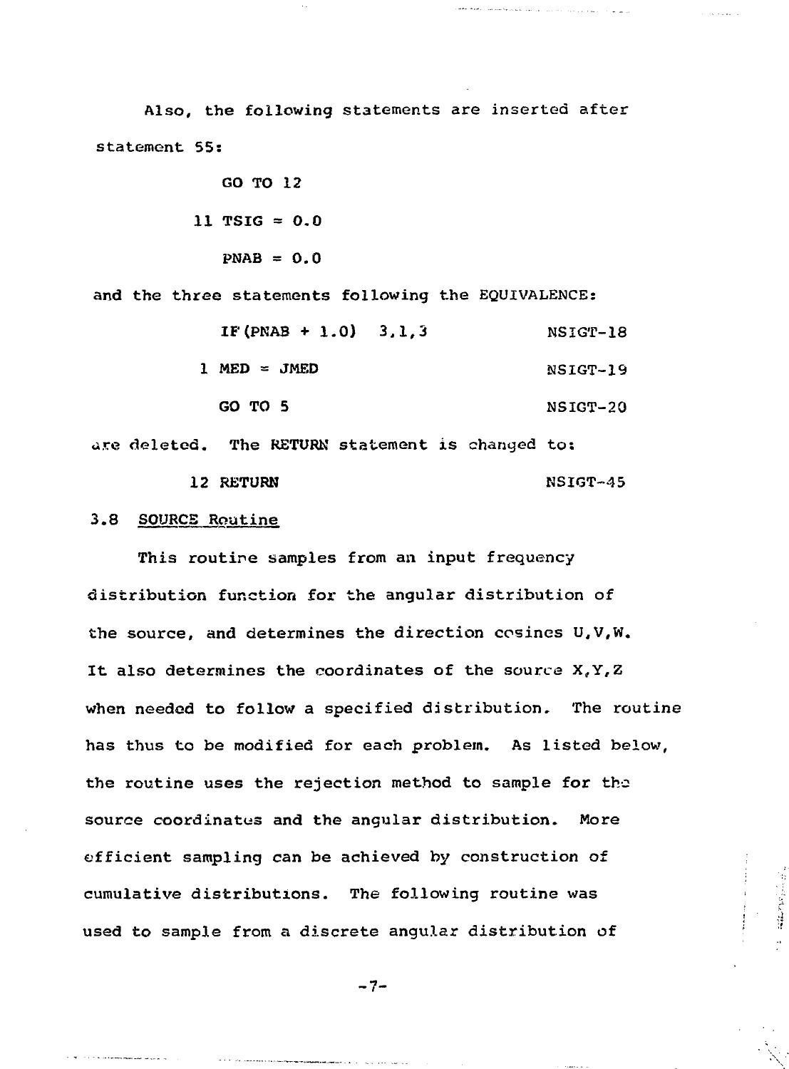Also, the following statements are inserted after statement 55:

```
      GO TO 12
   11 TSIG = 0.0
      PNAB = 0.0
```

and the three statements following the EQUIVALENCE:

```
      IF(PNAB + 1.0)  3,1,3                NSIGT-18
    1 MED = JMED                           NSIGT-19
      GO TO 5                              NSIGT-20
```

are deleted. The RETURN statement is changed to:

```
   12 RETURN                               NSIGT-45
```

### 3.8 SOURCE Routine

This routine samples from an input frequency distribution function for the angular distribution of the source, and determines the direction cosines U,V,W. It also determines the coordinates of the source X,Y,Z when needed to follow a specified distribution. The routine has thus to be modified for each problem. As listed below, the routine uses the rejection method to sample for the source coordinates and the angular distribution. More efficient sampling can be achieved by construction of cumulative distributions. The following routine was used to sample from a discrete angular distribution of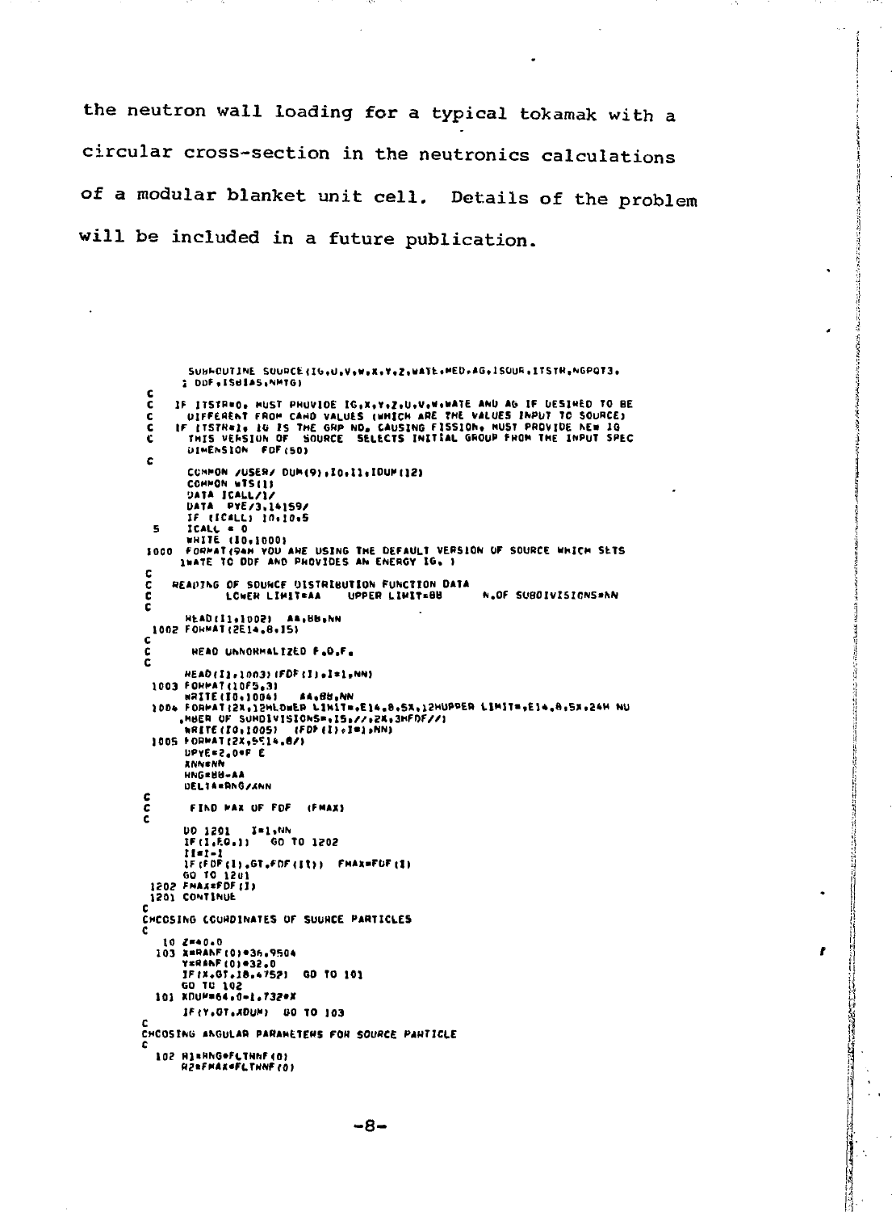the neutron wall loading for a typical tokamak with a circular cross-section in the neutronics calculations of a modular blanket unit cell. Details of the problem will be included in a future publication.

```
      SUBROUTINE SOURCE(IG,U,V,W,X,Y,Z,WATE,MED,AG,ISOUR,ITSTR,NGPQT3,
     1 DDF,ISBIAS,NMTG)
C
C   IF ITSTR=0, MUST PROVIDE IG,X,Y,Z,U,V,W,WATE AND AG IF DESIRED TO BE
C     DIFFERENT FROM CARD VALUES (WHICH ARE THE VALUES INPUT TO SOURCE)
C   IF ITSTR=1, IG IS THE GRP NO. CAUSING FISSION, MUST PROVIDE NEW IG
C     THIS VERSION OF  SOURCE  SELECTS INITIAL GROUP FROM THE INPUT SPEC
      DIMENSION  FDF(50)
C
      COMMON /USER/ DUM(9),IO,I1,IDUM(12)
      COMMON WTS(1)
      DATA ICALL/1/
      DATA  PYE/3.14159/
      IF (ICALL) 10,10,5
 5    ICALL = 0
      WRITE (IO,1000)
1000  FORMAT(94H YOU ARE USING THE DEFAULT VERSION OF SOURCE WHICH SETS
     1WATE TO DDF AND PROVIDES AN ENERGY IG. )
C
C   READING OF SOURCE DISTRIBUTION FUNCTION DATA
C           LOWER LIMIT=AA     UPPER LIMIT=BB      N.OF SUBDIVISIONS=NN
C
      READ(I1,1002)  AA,BB,NN
 1002 FORMAT(2E14.8,I5)
C
C       READ UNNORMALIZED F.D.F.
C
      READ(I1,1003)(FDF(I),I=1,NN)
 1003 FORMAT(10F5.3)
      WRITE(IO,1004)     AA,BB,NN
 1004 FORMAT(2X,12HLOWER LIMIT=,E14.8,5X,12HUPPER LIMIT=,E14.8,5X,24H NU
     ,MBER OF SUBDIVISIONS=,I5,//,2X,3HFDF//)
      WRITE(IO,1005)   (FDF(I),I=1,NN)
 1005 FORMAT(2X,5E14.8/)
      DPYE=2.0*P E
      XNN=NN
      RNG=BB-AA
      DELTA=RNG/XNN
C
C       FIND MAX OF FDF   (FMAX)
C
      DO 1201   I=1,NN
      IF(I.EQ.1)    GO TO 1202
      II=I-1
      IF(FDF(I).GT.FDF(II))  FMAX=FDF(I)
      GO TO 1201
 1202 FMAX=FDF(I)
 1201 CONTINUE
C
CHOOSING COORDINATES OF SOURCE PARTICLES
C
   10 Z=40.0
  103 X=RANF(0)*36.9504
      Y=RANF(0)*32.0
      IF(X.GT.18.4752)  GO TO 101
      GO TO 102
  101 XDUM=64.0-1.732*X
      IF(Y.GT.XDUM)  GO TO 103
C
CHOOSING ANGULAR PARAMETERS FOR SOURCE PARTICLE
C
  102 R1=RNG*FLTRNF(0)
      R2=FMAX*FLTRNF(0)
```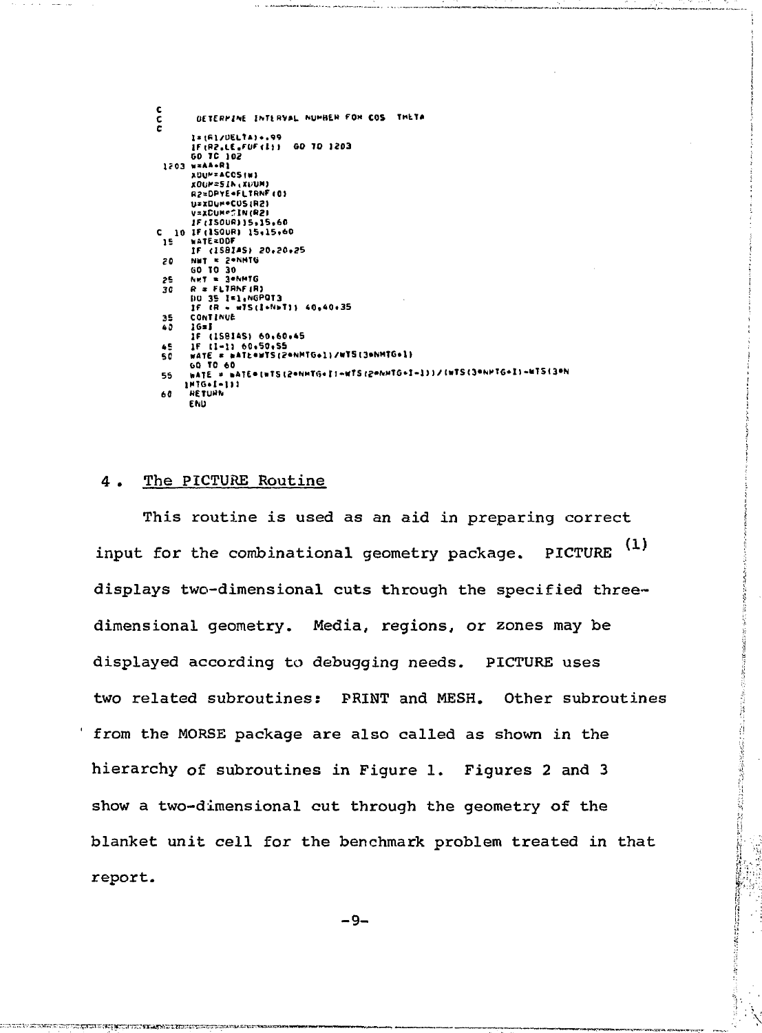```
C
C      DETERMINE INTERVAL NUMBER FOR COS  THETA
C
      I=(R1/DELTA)+.99
      IF(R2.LE.FUF(I))  GO TO 1203
      GO TO 102
 1203 W=AA*R1
      XDUM=ACOS(W)
      XDUM=SIN(XDUM)
      R2=DPYE*FLTRNF(0)
      U=XDUM*COS(R2)
      V=XDUM*SIN(R2)
      IF(ISOUR)15,15,60
C  10 IF(ISOUR) 15,15,60
 15   WATE=DDF
      IF (ISBIAS) 20,20,25
 20   NWT = 2*NMTG
      GO TO 30
 25   NWT = 3*NMTG
 30   R = FLTRNF(R)
      DO 35 I=1,NGPQT3
      IF (R - WTS(I+NWT)) 40,40,35
 35   CONTINUE
 40   IG=I
      IF (ISBIAS) 60,60,45
 45   IF (I-1) 60,50,55
 50   WATE = WATE*WTS(2*NMTG+1)/WTS(3*NMTG+1)
      GO TO 60
 55   WATE = WATE*(WTS(2*NMTG+I)-WTS(2*NMTG+I-1))/(WTS(3*NMTG+I)-WTS(3*N
     1MTG+I-1))
 60   RETURN
      END
```

## 4. The PICTURE Routine

This routine is used as an aid in preparing correct input for the combinational geometry package. PICTURE [1] displays two-dimensional cuts through the specified three-dimensional geometry. Media, regions, or zones may be displayed according to debugging needs. PICTURE uses two related subroutines: PRINT and MESH. Other subroutines from the MORSE package are also called as shown in the hierarchy of subroutines in Figure 1. Figures 2 and 3 show a two-dimensional cut through the geometry of the blanket unit cell for the benchmark problem treated in that report.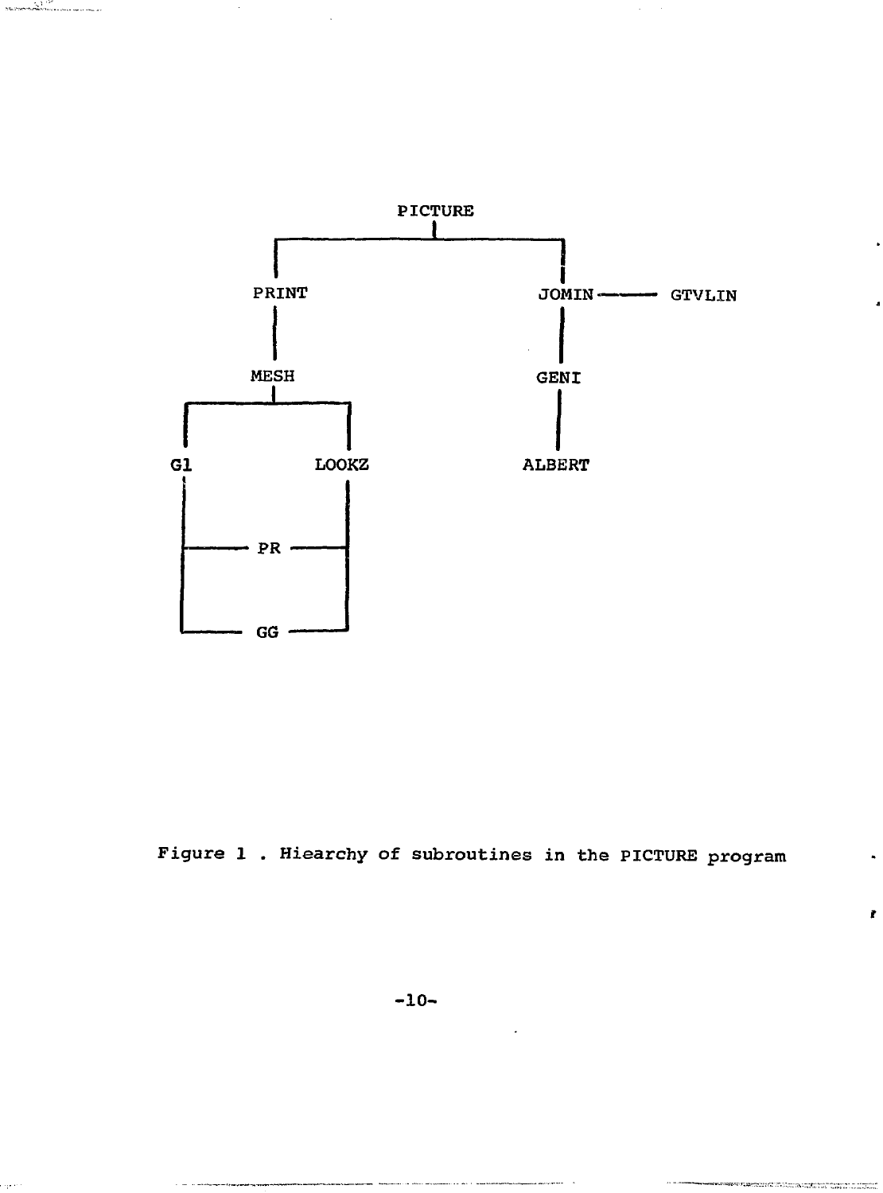```
                        PICTURE
                           |
          +----------------+----------------+
          |                                 |
        PRINT                             JOMIN ------- GTVLIN
          |                                 |
        MESH                              GENI
          |                                 |
     +----+--------+                      ALBERT
     |             |
    G1           LOOKZ
     |             |
     +---- PR -----+
     |             |
     +---- GG -----+
```

Figure 1 . Hiearchy of subroutines in the PICTURE program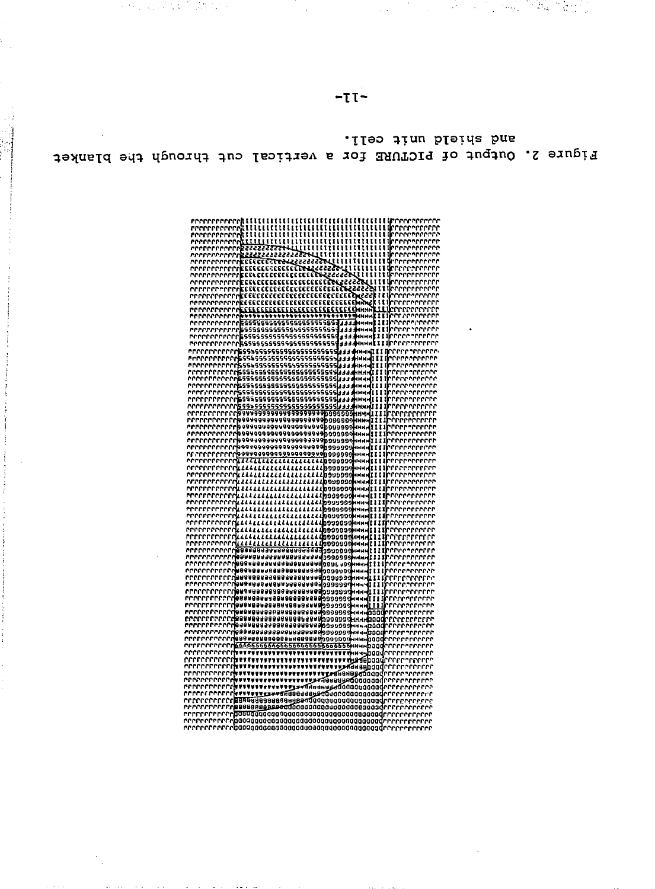Figure 2. Output of PICTURE for a vertical cut through the blanket and shield unit cell.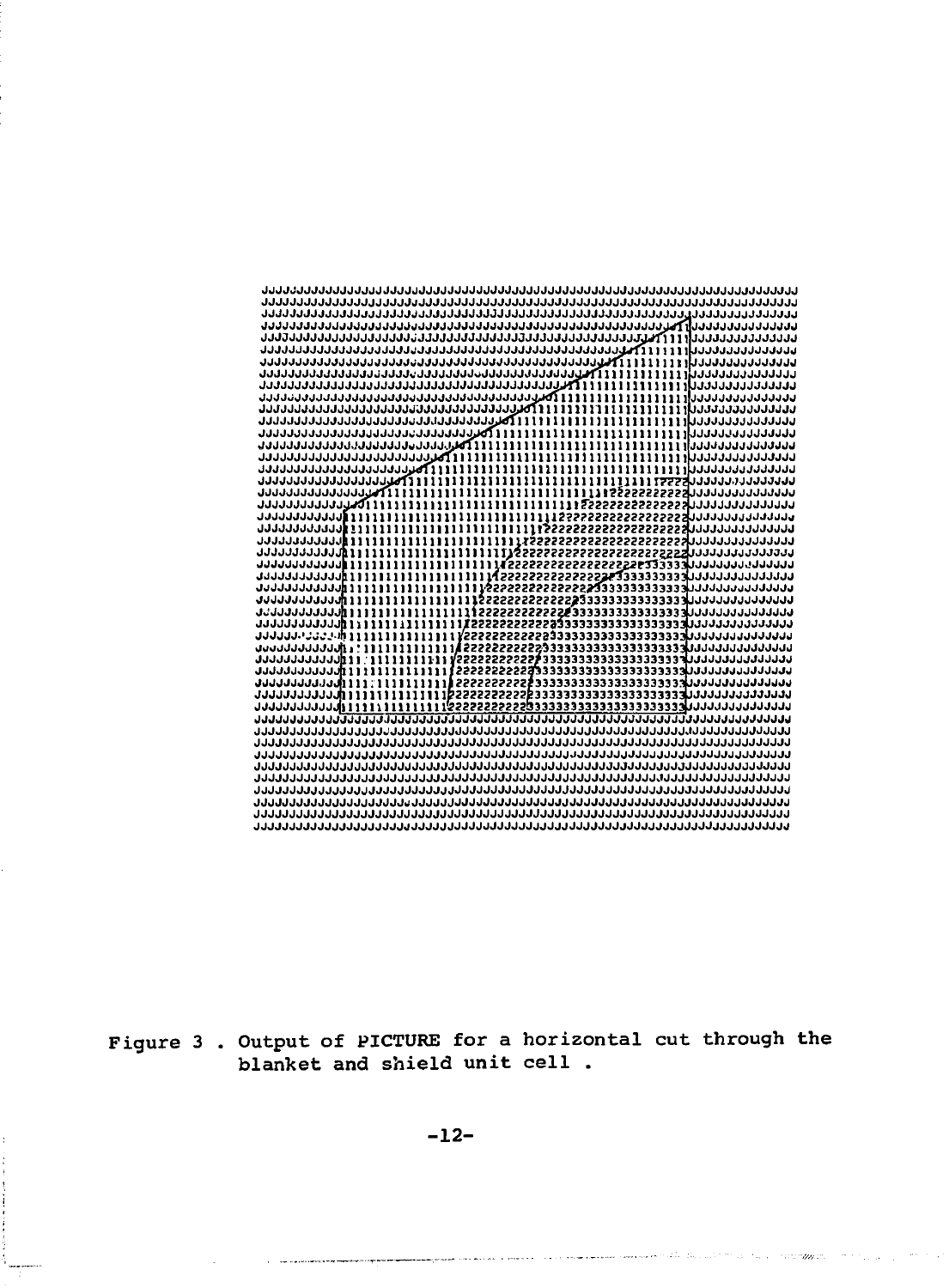Figure 3 . Output of PICTURE for a horizontal cut through the blanket and shield unit cell .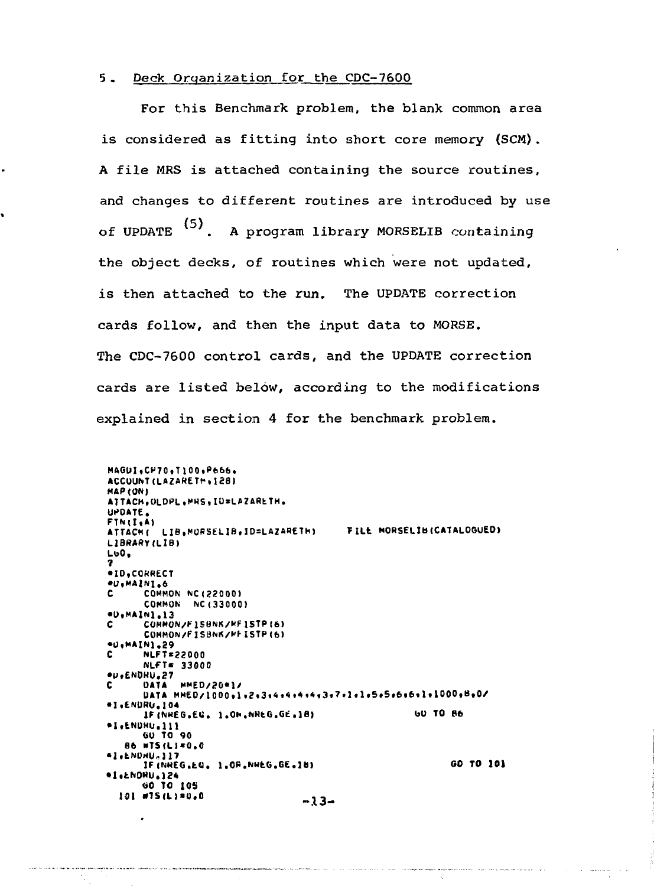## 5. Deck Organization for the CDC-7600

For this Benchmark problem, the blank common area is considered as fitting into short core memory (SCM). A file MRS is attached containing the source routines, and changes to different routines are introduced by use of UPDATE [(5)]. A program library MORSELIB containing the object decks, of routines which were not updated, is then attached to the run. The UPDATE correction cards follow, and then the input data to MORSE. The CDC-7600 control cards, and the UPDATE correction cards are listed below, according to the modifications explained in section 4 for the benchmark problem.

```
MAGDI,CP70,T100,P666.
ACCOUNT(LAZARETH,128)
MAP(ON)
ATTACH,OLDPL,MRS,ID=LAZARETH.
UPDATE.
FTN(I,A)
ATTACH(  LIB,MORSELIB,ID=LAZARETH)       FILE MORSELIB(CATALOGUED)
LIBRARY(LIB)
LGO.
7
*ID,CORRECT
*D,MAIN1.6
C      COMMON NC(22000)
       COMMON  NC(33000)
*D,MAIN1.13
C      COMMON/FISBNK/MFISTP(6)
       COMMON/FISBNK/MFISTP(6)
*D,MAIN1.29
C      NLFT=22000
       NLFT= 33000
*D,ENDRU.27
C      DATA  MMED/20*1/
       DATA MMED/1000,1,2,3,4,4,4,4,3,7,1,1,5,5,6,6,1,1000,8,0/
*I,ENDRU.104
       IF(NREG.EQ. 1.OR.NREG.GE.18)                      GO TO 86
*I,ENDRU.111
       GO TO 90
   86 WTS(L)=0.0
*I,ENDRU.117
       IF(NREG.EQ. 1.OR.NREG.GE.18)                          GO TO 101
*I,ENDRU.124
       GO TO 105
  101 WTS(L)=0.0
```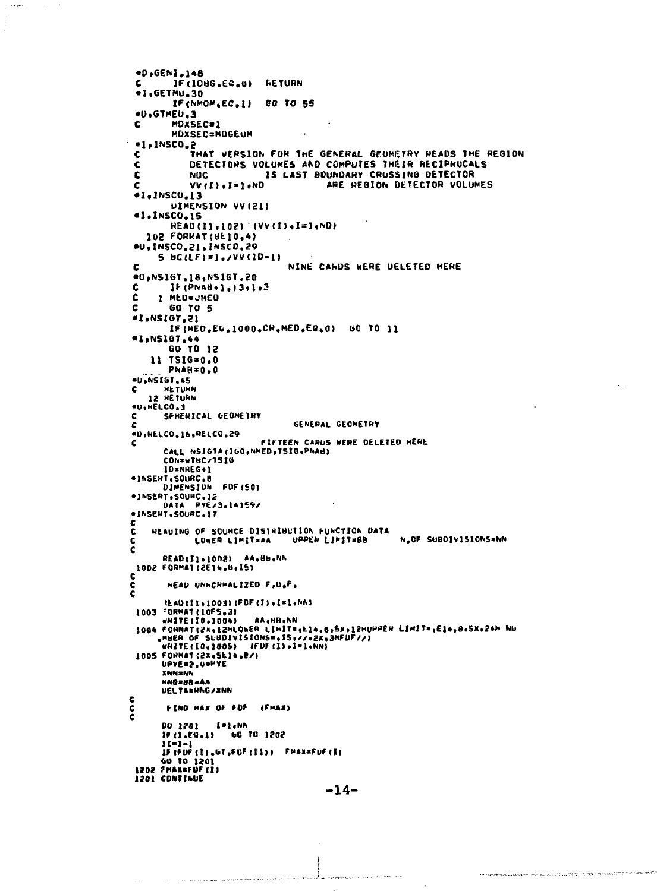```
*D,GENI,148
C       IF(IDBG.EQ.0)  RETURN
*I,GETMU,30
        IF(NMOM.EQ.1)  GO TO 55
*D,GTMED,3
C       MDXSEC=1
        MDXSEC=MDGEUM
*I,INSCO,2
C           THAT VERSION FOR THE GENERAL GEOMETRY READS THE REGION
C           DETECTORS VOLUMES AND COMPUTES THEIR RECIPROCALS
C           NDC           IS LAST BOUNDARY CROSSING DETECTOR
C           VV(I),I=1,ND              ARE REGION DETECTOR VOLUMES
*I,INSCO,13
        DIMENSION VV(21)
*I,INSCO,15
        READ(I1,102) (VV(I),I=1,ND)
  102 FORMAT(8E10.4)
*D,INSCO,21,INSCO,29
    5 BC(LF)=1./VV(ID-1)
C                                   NINE CARDS WERE DELETED HERE
*D,NSIGT,18,NSIGT,20
C       IF(PNAB+1.)3,1,3
C     1 MED=JMED
C       GO TO 5
*I,NSIGT,21
        IF(MED.EQ.1000.OR.MED.EQ.0)  GO TO 11
*I,NSIGT,44
        GO TO 12
   11 TSIG=0.0
        PNAB=0.0
*D,NSIGT,45
C       RETURN
   12 RETURN
*D,RELCO,3
C       SPHERICAL GEOMETRY
C                                   GENERAL GEOMETRY
*D,RELCO,16,RELCO,29
C                              FIFTEEN CARDS WERE DELETED HERE
        CALL NSIGTA(IGO,NMED,TSIG,PNAB)
        CON=WTBC/TSIG
        ID=NREG+1
*INSERT,SOURC,8
        DIMENSION  FDF(50)
*INSERT,SOURC,12
        DATA  PYE/3.14159/
*INSERT,SOURC,17
C
C    READING OF SOURCE DISTRIBUTION FUNCTION DATA
C             LOWER LIMIT=AA     UPPER LIMIT=BB       N.OF SUBDIVISIONS=NN
C
        READ(I1,1002)  AA,BB,NN
 1002 FORMAT(2E14.8,I5)
C
C       READ UNNORMALIZED F.D.F.
C
        READ(I1,1003)(FDF(I),I=1,NN)
 1003 FORMAT(10F5.3)
        WRITE(IO,1004)    AA,BB,NN
 1004 FORMAT(2X,12HLOWER LIMIT=,E14.8,5X,12HUPPER LIMIT=,E14.8,5X,24H NU
     .MBER OF SUBDIVISIONS=,I5,//,2X,3HFDF//)
        WRITE(IO,1005)  (FDF(I),I=1,NN)
 1005 FORMAT(2X,5E14.8/)
        DPYE=2.0*PYE
        XNN=NN
        RNG=BB-AA
        DELTA=RNG/XNN
C
C       FIND MAX OF FDF   (FMAX)
C
        DO 1201   I=1,NN
        IF(I.EQ.1)   GO TO 1202
        II=I-1
        IF(FDF(I).GT.FDF(II))  FMAX=FDF(I)
        GO TO 1201
 1202 FMAX=FDF(I)
 1201 CONTINUE
```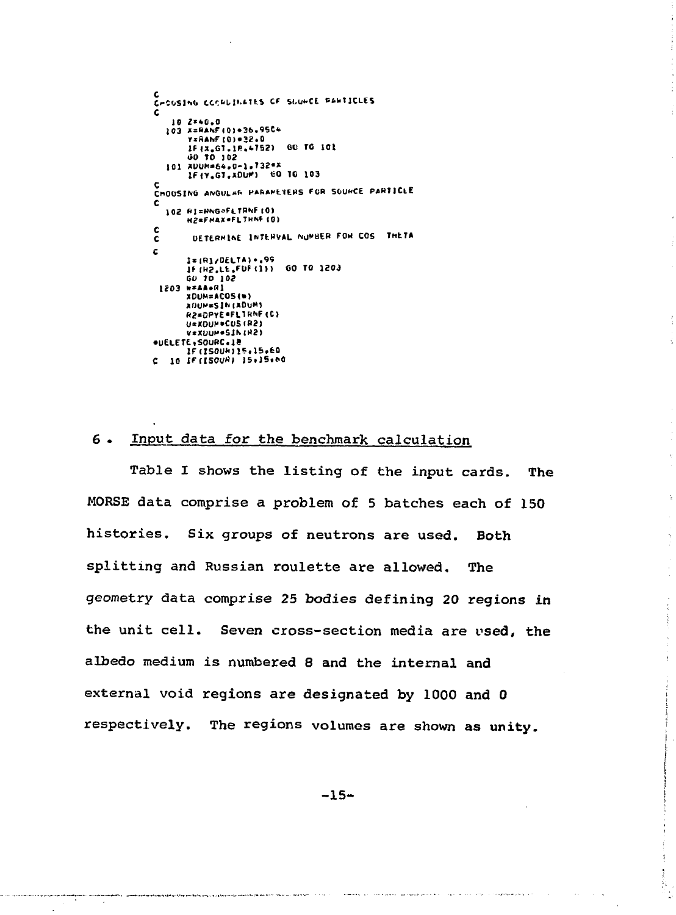```
C
C CHOOSING COORDINATES OF SOURCE PARTICLES
C
   10 Z=40.0
  103 X=RANF(0)*36.9504
      Y=RANF(0)*32.0
      IF(X.GT.18.4752)  GO TO 101
      GO TO 102
  101 XDUM=64.0-1.732*X
      IF(Y.GT.XDUM)  GO TO 103
C
C CHOOSING ANGULAR PARAMETERS FOR SOURCE PARTICLE
C
  102 R1=RNG*FLTRNF(0)
      R2=FMAX*FLTRNF(0)
C
C       DETERMINE INTERVAL NUMBER FOR COS  THETA
C
      I=(R1/DELTA)+.99
      IF(R2.LE.FDF(I))  GO TO 1203
      GO TO 102
 1203 W=AA*R1
      XDUM=ACOS(W)
      XDUM=SIN(XDUM)
      R2=DPYE*FLTRNF(0)
      U=XDUM*COS(R2)
      V=XDUM*SIN(R2)
*DELETE,SOURC.18
      IF(ISOUR)15,15,60
C  10 IF(ISOUR) 15,15,60
```

## 6. Input data for the benchmark calculation

Table I shows the listing of the input cards. The MORSE data comprise a problem of 5 batches each of 150 histories. Six groups of neutrons are used. Both splitting and Russian roulette are allowed. The geometry data comprise 25 bodies defining 20 regions in the unit cell. Seven cross-section media are used, the albedo medium is numbered 8 and the internal and external void regions are designated by 1000 and 0 respectively. The regions volumes are shown as unity.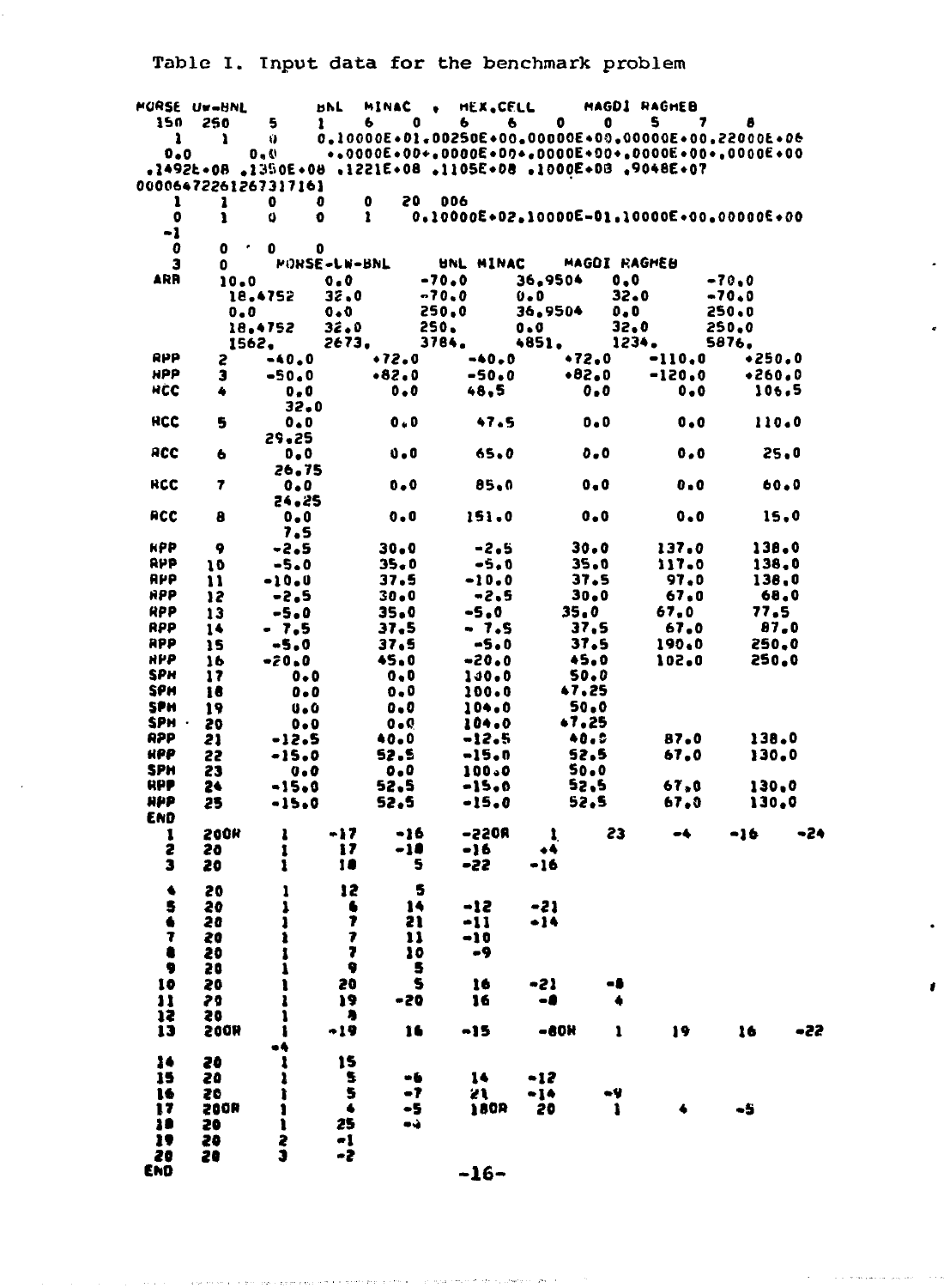Table I. Input data for the benchmark problem

```
MORSE UW-BNL        BNL  MINAC  , HEX.CELL      MAGDI RAGHEB
 150  250    5    1    6    0    6    6    0    0    5    7    8
   1    1    0    0.10000E+01.00250E+00.00000E+00.00000E+00.22000E+06
 0.0       0.0      +.0000E+00+.0000E+00+.0000E+00+.0000E+00+.0000E+00
.1492E+08 .1350E+08 .1221E+08 .1105E+08 .1000E+08 .9048E+07
000064722612673171G1
   1    1    0    0    0   20  006
   0    1    0    0    1    0.10000E+02.10000E-01.10000E+00.00000E+00
  -1
   0    0    0    0
   3    0      MORSE-UW-BNL       BNL MINAC      MAGDI RAGHEB
 ARB    10.0         0.0          -70.0       36.9504     0.0         -70.0
        18.4752      32.0         -70.0       0.0         32.0        -70.0
        0.0          0.0          250.0       36.9504     0.0         250.0
        18.4752      32.0         250.        0.0         32.0        250.0
        1562.        2673.        3784.       4851.       1234.       5876.
 RPP    2    -40.0        +72.0       -40.0       +72.0       -110.0      +250.0
 RPP    3    -50.0        +82.0       -50.0       +82.0       -120.0      +260.0
 RCC    4      0.0          0.0        48.5         0.0         0.0        106.5
              32.0
 RCC    5      0.0          0.0        47.5         0.0         0.0        110.0
              29.25
 RCC    6      0.0          0.0        65.0         0.0         0.0         25.0
              26.75
 RCC    7      0.0          0.0        85.0         0.0         0.0         60.0
              24.25
 RCC    8      0.0          0.0       151.0         0.0         0.0         15.0
               7.5
 RPP    9    -2.5         30.0        -2.5        30.0        137.0       138.0
 RPP   10    -5.0         35.0        -5.0        35.0        117.0       138.0
 RPP   11   -10.0         37.5       -10.0        37.5         97.0       138.0
 RPP   12    -2.5         30.0        -2.5        30.0         67.0        68.0
 RPP   13    -5.0         35.0        -5.0        35.0         67.0        77.5
 RPP   14   - 7.5         37.5       - 7.5        37.5         67.0        87.0
 RPP   15    -5.0         37.5        -5.0        37.5        190.0       250.0
 RPP   16   -20.0         45.0       -20.0        45.0        102.0       250.0
 SPH   17      0.0          0.0       100.0        50.0
 SPH   18      0.0          0.0       100.0        47.25
 SPH   19      0.0          0.0       104.0        50.0
 SPH   20      0.0          0.0       104.0        47.25
 RPP   21   -12.5         40.0       -12.5        40.0         87.0       138.0
 RPP   22   -15.0         52.5       -15.0        52.5         67.0       130.0
 SPH   23      0.0          0.0       100.0        50.0
 RPP   24   -15.0         52.5       -15.0        52.5         67.0       130.0
 RPP   25   -15.0         52.5       -15.0        52.5         67.0       130.0
 END
   1   200R    1    -17    -16    -220R    1     23    -4    -16    -24
   2   20      1     17    -18    -16     +4
   3   20      1     18      5    -22    -16

   4   20      1     12      5
   5   20      1      6     14    -12    -21
   6   20      1      7     21    -11    -14
   7   20      1      7     11    -10
   8   20      1      7     10     -9
   9   20      1      9      5
  10   20      1     20      5     16    -21     -8
  11   20      1     19    -20     16     -8      4
  12   20      1      8
  13   200R    1    -19     16    -15    -80R    1     19     16    -22
              -4
  14   20      1     15
  15   20      1      5     -6     14    -12
  16   20      1      5     -7     21    -14     -9
  17   200R    1      4     -5    180R    20     1      4     -5
  18   20      1     25     -4
  19   20      2     -1
  20   20      3     -2
 END
```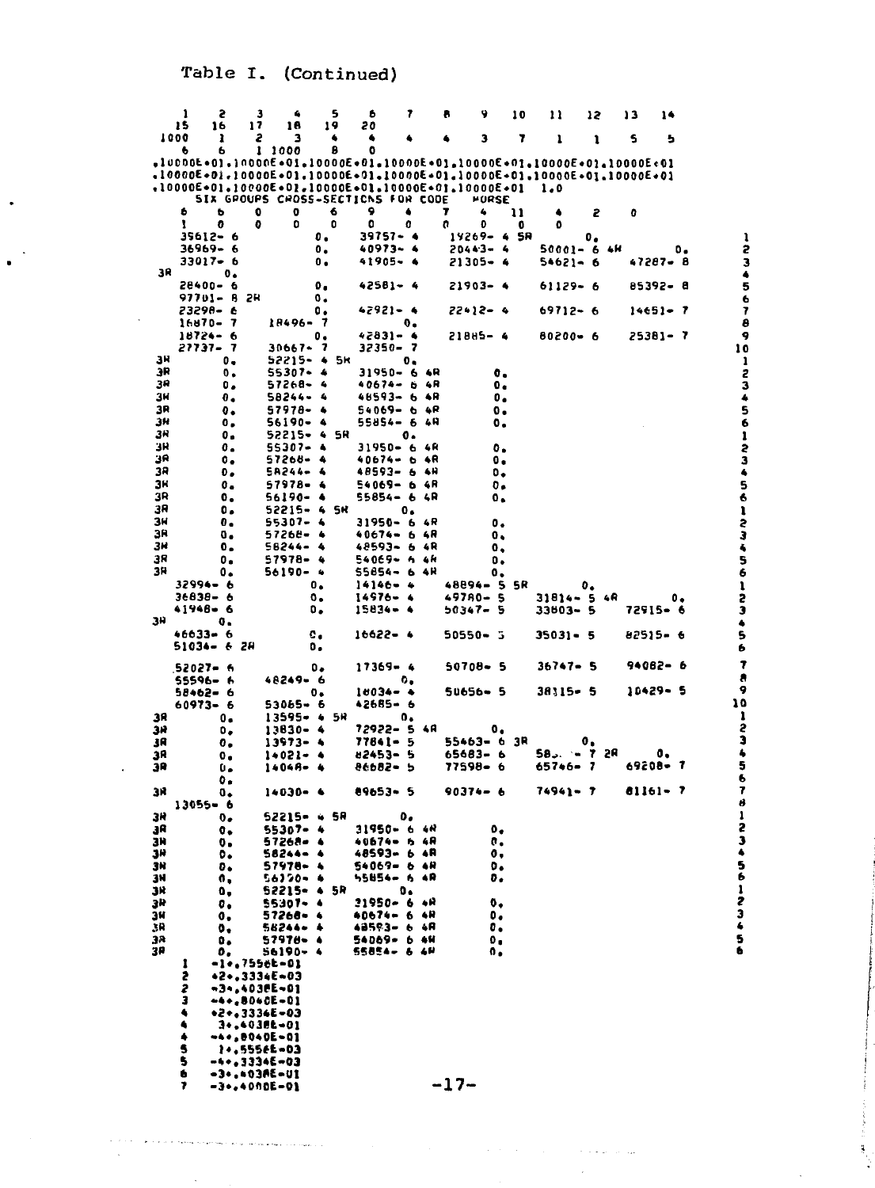Table I. (Continued)

```
     1    2    3    4    5    6    7    8    9   10   11   12   13   14
    15   16   17   18   19   20
  1000    1    2    3    4    4    4    4    3    7    1    1    5    5
     6    6    1 1000    8    0
.10000E+01.10000E+01.10000E+01.10000E+01.10000E+01.10000E+01.10000E+01
.10000E+01.10000E+01.10000E+01.10000E+01.10000E+01.10000E+01.10000E+01
.10000E+01.10000E+01.10000E+01.10000E+01.10000E+01   1.0
    SIX GROUPS CROSS-SECTIONS FOR CODE    MORSE
     6    6    0    0    6    9    4    7    4   11    4    2    0
     1    0    0    0    0    0    0    0    0    0    0
   35612- 6            0.      39757- 4     19269- 4 5R       0.                  1
   36969- 6            0.      40973- 4     20443- 4     50001- 6 4R        0.    2
   33017- 6            0.      41905- 4     21305- 4     54621- 6     47287- 8    3
3R       0.                                                                       4
   28400- 6            0.      42581- 4     21903- 4     61129- 6     85392- 8    5
   97701- 8 2R         0.                                                         6
   23298- 6            0.      42921- 4     22412- 4     69712- 6     14651- 7    7
   16870- 7     18496- 7            0.                                            8
   18724- 6            0.      42831- 4     21885- 4     80200- 6     25381- 7    9
   27737- 7     30667- 7     32350- 7                                            10
3R       0.     52215- 4 5R       0.                                              1
3R       0.     55307- 4     31950- 6 4R         0.                               2
3R       0.     57268- 4     40674- 6 4R         0.                               3
3R       0.     58244- 4     48593- 6 4R         0.                               4
3R       0.     57978- 4     54069- 6 4R         0.                               5
3R       0.     56190- 4     55854- 6 4R         0.                               6
3R       0.     52215- 4 5R       0.                                              1
3R       0.     55307- 4     31950- 6 4R         0.                               2
3R       0.     57268- 4     40674- 6 4R         0.                               3
3R       0.     58244- 4     48593- 6 4R         0.                               4
3R       0.     57978- 4     54069- 6 4R         0.                               5
3R       0.     56190- 4     55854- 6 4R         0.                               6
3R       0.     52215- 4 5R       0.                                              1
3R       0.     55307- 4     31950- 6 4R         0.                               2
3R       0.     57268- 4     40674- 6 4R         0.                               3
3R       0.     58244- 4     48593- 6 4R         0.                               4
3R       0.     57978- 4     54069- 6 4R         0.                               5
3R       0.     56190- 4     55854- 6 4R         0.                               6
   32994- 6            0.      14146- 4     48894- 5 5R       0.                  1
   36838- 6            0.      14976- 4     49780- 5     31814- 5 4R        0.    2
   41948- 6            0.      15834- 4     50347- 5     33803- 5     72915- 6    3
3R       0.                                                                       4
   46633- 6            0.      16622- 4     50550- 5     35031- 5     82515- 6    5
   51034- 6 2R         0.                                                         6
   52027- 6            0.      17369- 4     50708- 5     36747- 5     94082- 6    7
   55596- 6     48249- 6            0.                                            8
   58462- 6            0.      18034- 4     50656- 5     38115- 5     10429- 5    9
   60973- 6     53065- 6     42685- 6                                            10
3R       0.     13595- 4 5R       0.                                              1
3R       0.     13830- 4     72922- 5 4R         0.                               2
3R       0.     13973- 4     77841- 5     55463- 6 3R         0.                  3
3R       0.     14021- 4     82453- 5     65683- 6     58... - 7 2R        0.    4
3R       0.     14048- 4     86682- 5     77598- 6     65746- 7     69208- 7    5
         0.                                                                       6
3R       0.     14030- 4     89653- 5     90374- 6     74941- 7     81161- 7    7
   13055- 6                                                                       8
3R       0.     52215- 4 5R       0.                                              1
3R       0.     55307- 4     31950- 6 4R         0.                               2
3R       0.     57268- 4     40674- 6 4R         0.                               3
3R       0.     58244- 4     48593- 6 4R         0.                               4
3R       0.     57978- 4     54069- 6 4R         0.                               5
3R       0.     56190- 4     55854- 6 4R         0.                               6
3R       0.     52215- 4 5R       0.                                              1
3R       0.     55307- 4     31950- 6 4R         0.                               2
3R       0.     57268- 4     40674- 6 4R         0.                               3
3R       0.     58244- 4     48593- 6 4R         0.                               4
3R       0.     57978- 4     54069- 6 4R         0.                               5
3R       0.     56190- 4     55854- 6 4R         0.                               6
     1     -1+.7556E-01
     2     +2+.3334E-03
     2     -3+.4038E-01
     3     -4+.8040E-01
     4     +2+.3334E-03
     4      3+.4038E-01
     4     -4+.8040E-01
     5      1+.5556E-03
     5     -4+.3334E-03
     6     -3+.4038E-01
     7     -3+.4000E-01
```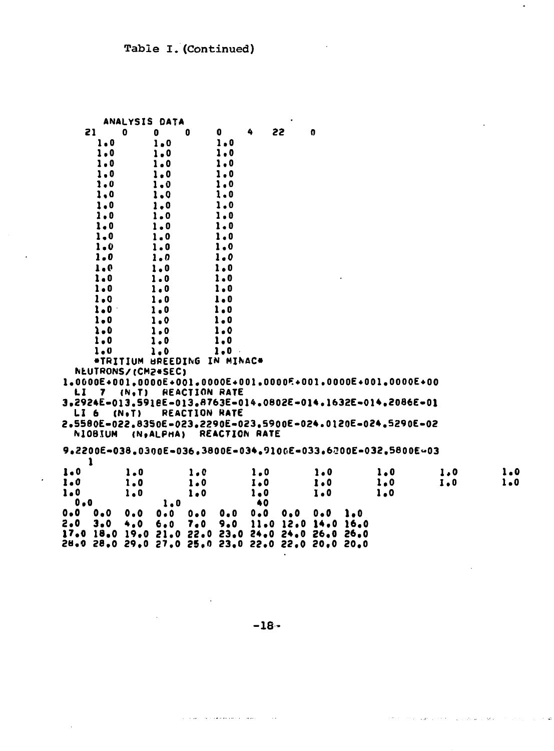Table I. (Continued)

```
     ANALYSIS DATA
  21    0     0    0     0    4   22    0
      1.0       1.0       1.0
      1.0       1.0       1.0
      1.0       1.0       1.0
      1.0       1.0       1.0
      1.0       1.0       1.0
      1.0       1.0       1.0
      1.0       1.0       1.0
      1.0       1.0       1.0
      1.0       1.0       1.0
      1.0       1.0       1.0
      1.0       1.0       1.0
      1.0       1.0       1.0
      1.0       1.0       1.0
      1.0       1.0       1.0
      1.0       1.0       1.0
      1.0       1.0       1.0
      1.0       1.0       1.0
      1.0       1.0       1.0
      1.0       1.0       1.0
      1.0       1.0       1.0
      1.0       1.0       1.0
     *TRITIUM BREEDING IN MINAC*
  NEUTRONS/(CM2*SEC)
1.0000E+001.0000E+001.0000E+001.0000E+001.0000E+001.0000E+00
  LI  7  (N,T)  REACTION RATE
3.2924E-013.5918E-013.8763E-014.0802E-014.1632E-014.2086E-01
  LI 6  (N,T)    REACTION RATE
2.5580E-022.8350E-023.2290E-023.5900E-024.0120E-024.5290E-02
  NIOBIUM  (N,ALPHA)  REACTION RATE

9.2200E-038.0300E-036.3800E-034.9100E-033.6200E-032.5800E-03
    1
1.0       1.0       1.0       1.0       1.0       1.0       1.0       1.0
1.0       1.0       1.0       1.0       1.0       1.0       1.0       1.0
1.0       1.0       1.0       1.0       1.0       1.0
  0.0             1.0             40
0.0  0.0  0.0  0.0  0.0  0.0  0.0  0.0  0.0  1.0
2.0  3.0  4.0  6.0  7.0  9.0  11.0 12.0 14.0 16.0
17.0 18.0 19.0 21.0 22.0 23.0 24.0 24.0 26.0 26.0
28.0 28.0 29.0 27.0 25.0 23.0 22.0 22.0 20.0 20.0
```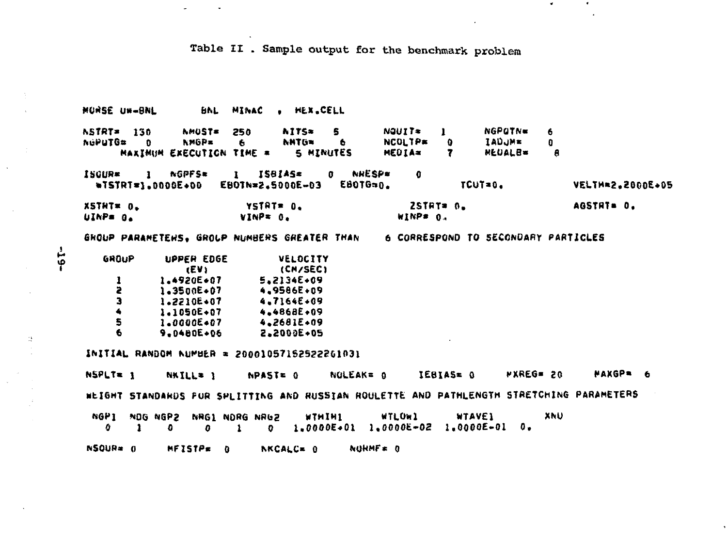Table II . Sample output for the benchmark problem

```
MORSE UW-BNL        BNL  MINAC  , HEX.CELL

NSTRT= 130     NMOST= 250     NITS=  5      NQUIT=  1      NGPQTN=  6
NGPQTG=  0     NMGP=  6       NMTG=  6      NCOLTP=  0     IADJM=  0
     MAXIMUM EXECUTION TIME =   5 MINUTES   MEDIA=  7      MEDALB=  8

ISOUR=  1  NGPFS=  1  ISBIAS=  0  NRESP=  0
 WTSTRT=1.0000E+00  EBOTN=2.5000E-03  EBOTG=0.          TCUT=0.           VELTH=2.2000E+05

XSTRT= 0.               YSTRT= 0.               ZSTRT= 0.              AGSTRT= 0.
UINP= 0.                VINP= 0.                WINP= 0.

GROUP PARAMETERS, GROUP NUMBERS GREATER THAN   6 CORRESPOND TO SECONDARY PARTICLES

   GROUP     UPPER EDGE       VELOCITY
               (EV)           (CM/SEC)
     1      1.4920E+07       5.2134E+09
     2      1.3500E+07       4.9586E+09
     3      1.2210E+07       4.7164E+09
     4      1.1050E+07       4.4868E+09
     5      1.0000E+07       4.2681E+09
     6      9.0480E+06       2.2000E+05

INITIAL RANDOM NUMBER = 2000105715252226l031

NSPLT= 1    NKILL= 1    NPAST= 0    NOLEAK= 0    IEBIAS= 0    MXREG= 20    MAXGP=  6

WEIGHT STANDARDS FOR SPLITTING AND RUSSIAN ROULETTE AND PATHLENGTH STRETCHING PARAMETERS

 NGP1  NDG NGP2  NRG1 NDRG NRG2     WTHIH1      WTLOW1      WTAVE1       XNU
   0    1    0     0    1    0   1.0000E+01  1.0000E-02  1.0000E-01  0.

NSOUR= 0    MFISTP=  0    NKCALC= 0    NORMF= 0
```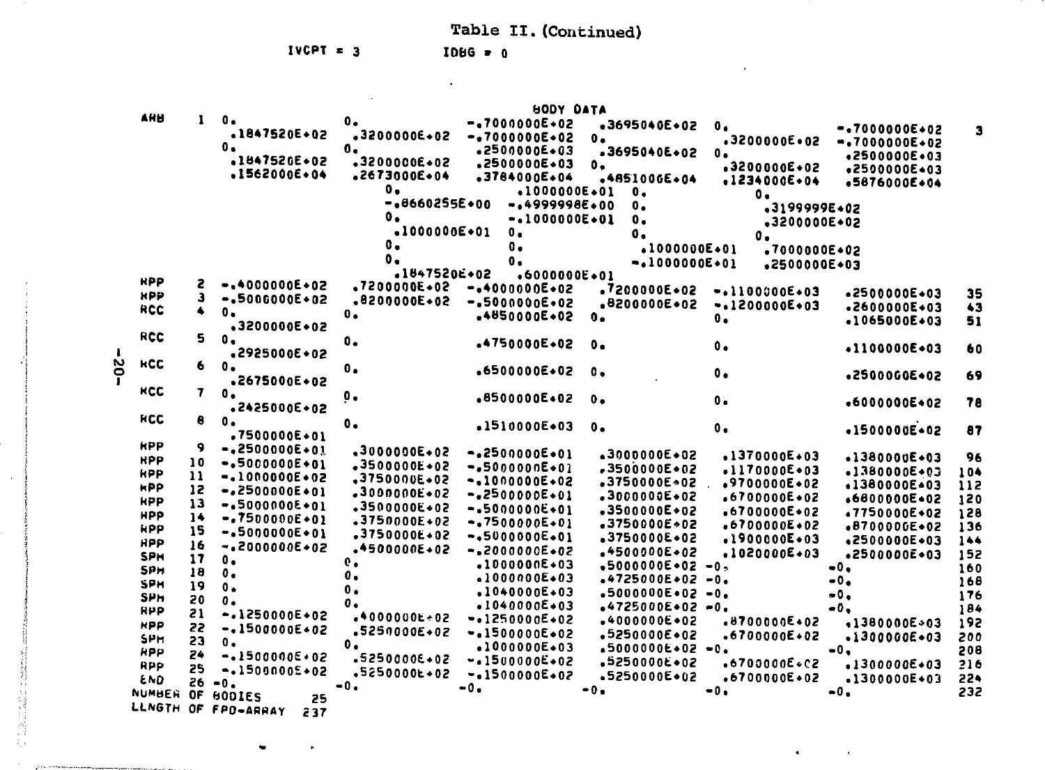Table II. (Continued)

IVCPT = 3 IDBG = 0

```
                                     BODY DATA
ARB    1  0.               0.               -.7000000E+02    .3695040E+02   0.               -.7000000E+02     3
           .1847520E+02    .3200000E+02    -.7000000E+02    0.              .3200000E+02     -.7000000E+02
          0.               0.               .2500000E+03    .3695040E+02   0.                .2500000E+03
           .1847520E+02    .3200000E+02     .2500000E+03    0.              .3200000E+02      .2500000E+03
           .1562000E+04    .2673000E+04     .3784000E+04    .4851000E+04    .1234000E+04      .5876000E+04
                           0.               .1000000E+01    0.              0.
                           -.8660255E+00    -.4999998E+00   0.              .3199999E+02
                           0.               -.1000000E+01   0.              .3200000E+02
                            .1000000E+01    0.              0.              0.
                           0.               0.               .1000000E+01   .7000000E+02
                           0.               0.              -.1000000E+01   .2500000E+03
                            .1847520E+02    .6000000E+01
RPP    2  -.4000000E+02    .7200000E+02    -.4000000E+02    .7200000E+02   -.1100000E+03      .2500000E+03    35
RPP    3  -.5000000E+02    .8200000E+02    -.5000000E+02    .8200000E+02   -.1200000E+03      .2600000E+03    43
RCC    4  0.               0.               .4850000E+02    0.              0.                .1065000E+03    51
           .3200000E+02
RCC    5  0.               0.               .4750000E+02    0.              0.                .1100000E+03    60
           .2925000E+02
RCC    6  0.               0.               .6500000E+02    0.              0.                .2500000E+02    69
           .2675000E+02
RCC    7  0.               0.               .8500000E+02    0.              0.                .6000000E+02    78
           .2425000E+02
RCC    8  0.               0.               .1510000E+03    0.              0.                .1500000E+02    87
           .7500000E+01
RPP    9  -.2500000E+01    .3000000E+02    -.2500000E+01    .3000000E+02    .1370000E+03      .1380000E+03    96
RPP   10  -.5000000E+01    .3500000E+02    -.5000000E+01    .3500000E+02    .1170000E+03      .1380000E+03   104
RPP   11  -.1000000E+02    .3750000E+02    -.1000000E+02    .3750000E+02    .9700000E+02      .1380000E+03   112
RPP   12  -.2500000E+01    .3000000E+02    -.2500000E+01    .3000000E+02    .6700000E+02      .6800000E+02   120
RPP   13  -.5000000E+01    .3500000E+02    -.5000000E+01    .3500000E+02    .6700000E+02      .7750000E+02   128
RPP   14  -.7500000E+01    .3750000E+02    -.7500000E+01    .3750000E+02    .6700000E+02      .8700000E+02   136
RPP   15  -.5000000E+01    .3750000E+02    -.5000000E+01    .3750000E+02    .1900000E+03      .2500000E+03   144
RPP   16  -.2000000E+02    .4500000E+02    -.2000000E+02    .4500000E+02    .1020000E+03      .2500000E+03   152
SPH   17  0.               0.               .1000000E+03    .5000000E+02   -0.               -0.              160
SPH   18  0.               0.               .1000000E+03    .4725000E+02   -0.               -0.              168
SPH   19  0.               0.               .1040000E+03    .5000000E+02   -0.               -0.              176
SPH   20  0.               0.               .1040000E+03    .4725000E+02   -0.               -0.              184
RPP   21  -.1250000E+02    .4000000E+02    -.1250000E+02    .4000000E+02    .8700000E+02      .1380000E+03   192
RPP   22  -.1500000E+02    .5250000E+02    -.1500000E+02    .5250000E+02    .6700000E+02      .1300000E+03   200
SPH   23  0.               0.               .1000000E+03    .5000000E+02   -0.               -0.              208
RPP   24  -.1500000E+02    .5250000E+02    -.1500000E+02    .5250000E+02    .6700000E+02      .1300000E+03   216
RPP   25  -.1500000E+02    .5250000E+02    -.1500000E+02    .5250000E+02    .6700000E+02      .1300000E+03   224
END   26  -0.              -0.              -0.             -0.             -0.               -0.              232
NUMBER OF BODIES     25
LENGTH OF FPD-ARRAY  237
```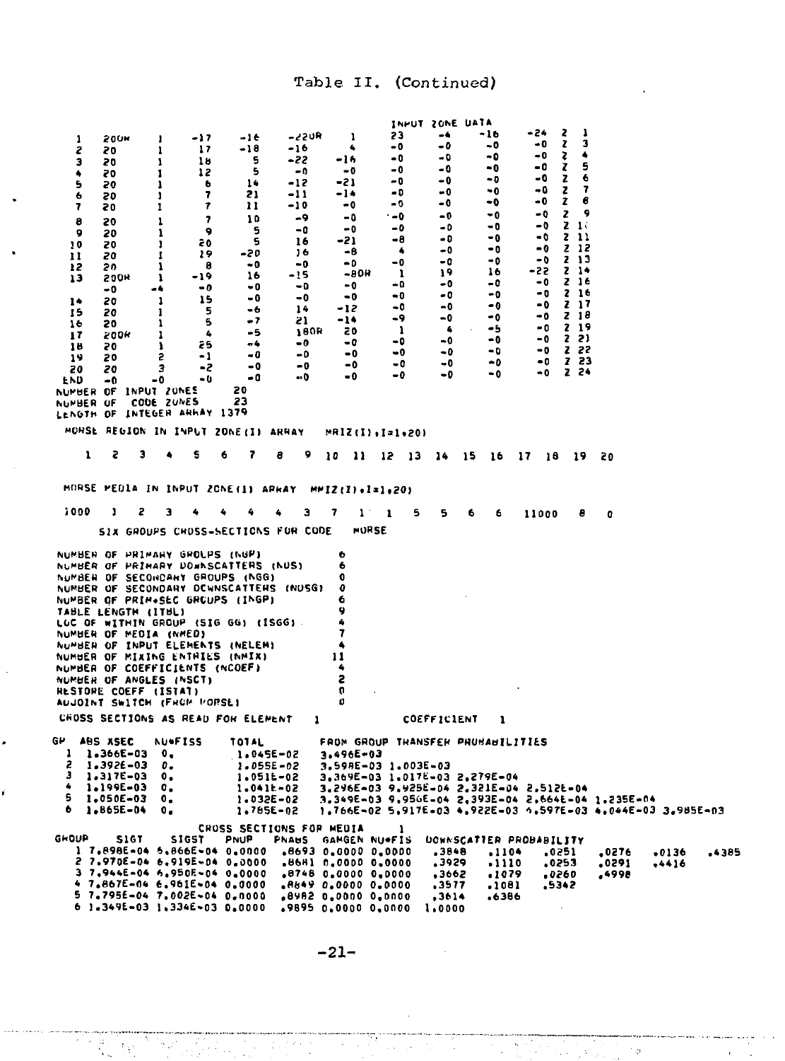Table II. (Continued)

```
                                                              INPUT ZONE DATA
  1   200R     1    -17    -16    -220R     1     23     -4     -16    -24  Z  1
  2   20       1     17    -18    -16       4     -0     -0     -0     -0   Z  3
  3   20       1     18     5     -22     -16     -0     -0     -0     -0   Z  4
  4   20       1     12     5     -0       -0     -0     -0     -0     -0   Z  5
  5   20       1     6      14    -12     -21     -0     -0     -0     -0   Z  6
  6   20       1     7      21    -11     -14     -0     -0     -0     -0   Z  7
  7   20       1     7      11    -10      -0     -0     -0     -0     -0   Z  8
  8   20       1     7      10    -9       -0     -0     -0     -0     -0   Z  9
  9   20       1     9      5     -0       -0     -0     -0     -0     -0   Z 10
 10   20       1     20     5      16     -21     -8     -0     -0     -0   Z 11
 11   20       1     19    -20     16      -8      4     -0     -0     -0   Z 12
 12   20       1     8     -0     -0       -0     -0     -0     -0     -0   Z 13
 13   200R     1    -19     16    -15     -80R     1     19     16    -22   Z 14
      -0      -4    -0     -0     -0       -0     -0     -0     -0     -0   Z 16
 14   20       1     15    -0     -0       -0     -0     -0     -0     -0   Z 17
 15   20       1     5     -6      14     -12     -0     -0     -0     -0   Z 18
 16   20       1     5     -7      21     -14     -9     -0     -0     -0   Z 19
 17   200R     1     4     -5      180R    20      1      4     -5     -0   Z 21
 18   20       1     25    -4     -0       -0     -0     -0     -0     -0   Z 22
 19   20       2    -1     -0     -0       -0     -0     -0     -0     -0   Z 23
 20   20       3    -2     -0     -0       -0     -0     -0     -0     -0   Z 24
END   -0      -0    -0     -0     -0       -0     -0     -0     -0     -0
NUMBER OF INPUT ZONES        20
NUMBER OF   CODE ZONES       23
LENGTH OF INTEGER ARRAY 1379

 MORSE REGION IN INPUT ZONE(I) ARRAY    MRIZ(I),I=1,20)

    1   2   3   4   5   6   7   8   9  10  11  12  13  14  15  16  17  18  19  20

 MORSE MEDIA IN INPUT ZONE(I) ARRAY  MMIZ(I),I=1,20)

 1000   1   2   3   4   4   4   4   3   7   1   1   5   5   6   6   11000   8   0

      SIX GROUPS CROSS-SECTIONS FOR CODE    MORSE

NUMBER OF PRIMARY GROUPS (NGP)                    6
NUMBER OF PRIMARY DOWNSCATTERS (NDS)              6
NUMBER OF SECONDARY GROUPS (NGG)                  0
NUMBER OF SECONDARY DOWNSCATTERS (NDSG)           0
NUMBER OF PRIM+SEC GROUPS (INGP)                  6
TABLE LENGTH (ITBL)                               9
LOC OF WITHIN GROUP (SIG GG) (ISGG)               4
NUMBER OF MEDIA (NMED)                            7
NUMBER OF INPUT ELEMENTS (NELEM)                  4
NUMBER OF MIXING ENTRIES (NMIX)                  11
NUMBER OF COEFFICIENTS (NCOEF)                    4
NUMBER OF ANGLES (NSCT)                           2
RESTORE COEFF (ISTAT)                             0
ADJOINT SWITCH (FROM MORSE)                       0
CROSS SECTIONS AS READ FOR ELEMENT    1              COEFFICIENT    1

GP  ABS XSEC    NU*FISS      TOTAL        FROM GROUP TRANSFER PROBABILITIES
 1  1.366E-03   0.          1.045E-02    3.496E-03
 2  1.392E-03   0.          1.055E-02    3.598E-03 1.003E-03
 3  1.317E-03   0.          1.051E-02    3.369E-03 1.017E-03 2.279E-04
 4  1.199E-03   0.          1.041E-02    3.296E-03 9.925E-04 2.321E-04 2.512E-04
 5  1.050E-03   0.          1.032E-02    3.349E-03 9.956E-04 2.393E-04 2.664E-04 1.235E-04
 6  1.865E-04   0.          1.765E-02    1.766E-02 5.917E-03 4.922E-03 4.597E-03 4.044E-03 3.985E-03

                         CROSS SECTIONS FOR MEDIA       1
GROUP     SIGT      SIGST    PNUP    PNABS  GAMGEN NU*FIS   DOWNSCATTER PROBABILITY
  1 7.898E-04 6.866E-04 0.0000   .8693 0.0000 0.0000    .3848    .1104    .0251    .0276    .0136    .4385
  2 7.970E-04 6.919E-04 0.0000   .8681 0.0000 0.0000    .3929    .1110    .0253    .0291    .4416
  3 7.944E-04 6.950E-04 0.0000   .8748 0.0000 0.0000    .3662    .1079    .0260    .4998
  4 7.867E-04 6.961E-04 0.0000   .8849 0.0000 0.0000    .3577    .1081    .5342
  5 7.795E-04 7.002E-04 0.0000   .8982 0.0000 0.0000    .3614    .6386
  6 1.349E-03 1.334E-03 0.0000   .9895 0.0000 0.0000   1.0000
```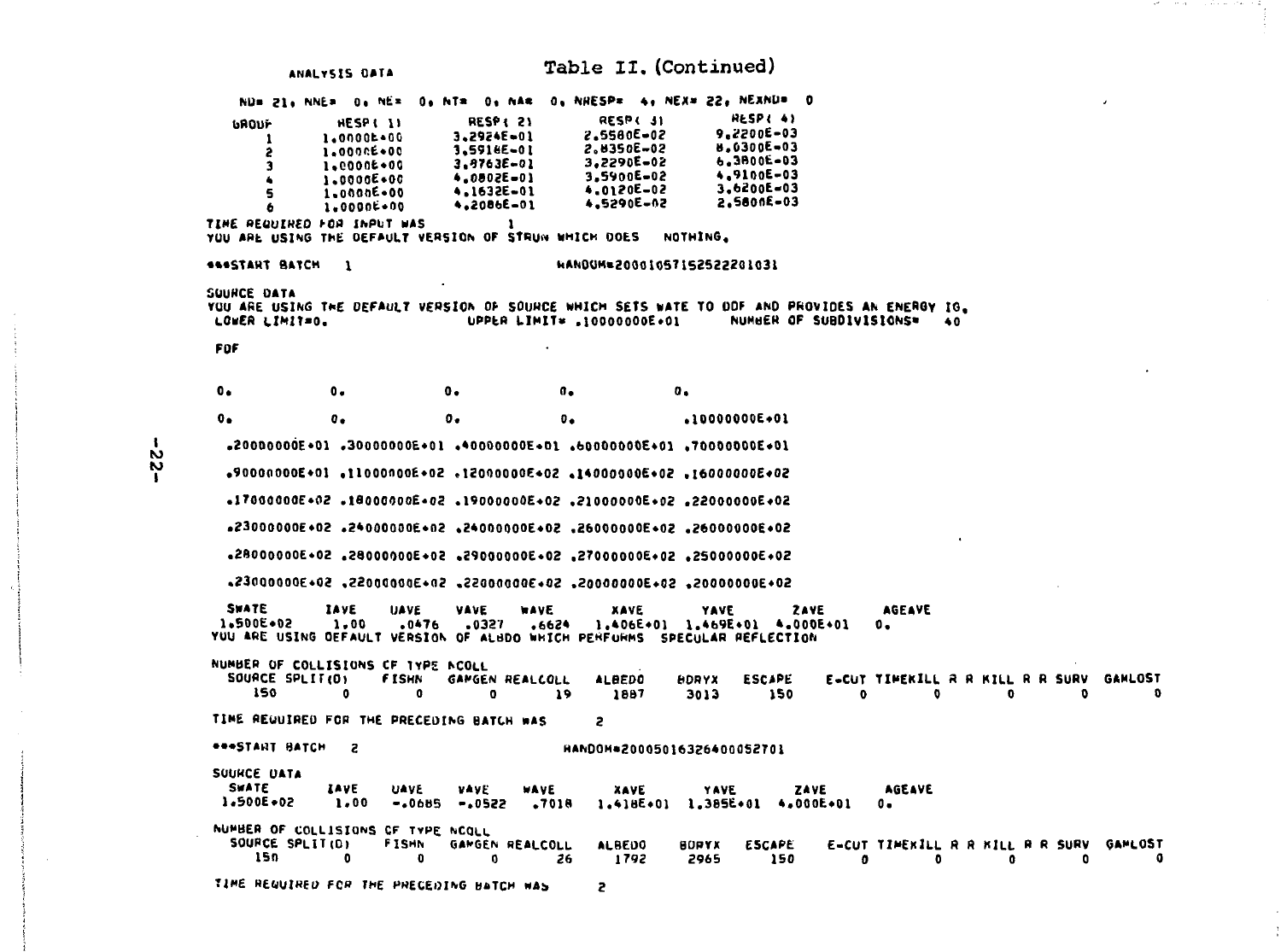ANALYSIS DATA

Table II. (Continued)

```
ND= 21, NNE=  0, NE=  0, NT=  0, NA=  0, NHESP=  4, NEX= 22, NEXND=  0
 GROUP       RESP( 1)        RESP( 2)        RESP( 3)        RESP( 4)
   1        1.0000E+00      3.2924E-01      2.5580E-02      9.2200E-03
   2        1.0000E+00      3.5918E-01      2.8350E-02      8.0300E-03
   3        1.0000E+00      3.8763E-01      3.2290E-02      6.3800E-03
   4        1.0000E+00      4.0802E-01      3.5900E-02      4.9100E-03
   5        1.0000E+00      4.1632E-01      4.0120E-02      3.6200E-03
   6        1.0000E+00      4.2086E-01      4.5290E-02      2.5800E-03
TIME REQUIRED FOR INPUT WAS          1
YOU ARE USING THE DEFAULT VERSION OF STRUN WHICH DOES   NOTHING.

***START BATCH   1                           RANDOM=20001057152522201031

SOURCE DATA
YOU ARE USING THE DEFAULT VERSION OF SOURCE WHICH SETS WATE TO DDF AND PROVIDES AN ENERGY IG.
 LOWER LIMIT=0.                UPPER LIMIT= .10000000E+01       NUMBER OF SUBDIVISIONS=   40

 FDF

 0.             0.             0.             0.             0.

 0.             0.             0.             0.             .10000000E+01

 .20000000E+01 .30000000E+01 .40000000E+01 .60000000E+01 .70000000E+01

 .90000000E+01 .11000000E+02 .12000000E+02 .14000000E+02 .16000000E+02

 .17000000E+02 .18000000E+02 .19000000E+02 .21000000E+02 .22000000E+02

 .23000000E+02 .24000000E+02 .24000000E+02 .26000000E+02 .26000000E+02

 .28000000E+02 .28000000E+02 .29000000E+02 .27000000E+02 .25000000E+02

 .23000000E+02 .22000000E+02 .22000000E+02 .20000000E+02 .20000000E+02

  SWATE       IAVE    UAVE     VAVE     WAVE       XAVE        YAVE        ZAVE        AGEAVE
 1.500E+02    1.00    .0476    .0327    .6624   1.406E+01   1.469E+01   4.000E+01    0.
YOU ARE USING DEFAULT VERSION OF ALBDO WHICH PERFORMS  SPECULAR REFLECTION

NUMBER OF COLLISIONS OF TYPE NCOLL
  SOURCE SPLIT(D)    FISHN   GAMGEN REALCOLL   ALBEDO    BDRYX   ESCAPE    E-CUT TIMEKILL R R KILL R R SURV  GAMLOST
    150       0        0        0       19      1887     3013     150        0       0        0        0        0

TIME REQUIRED FOR THE PRECEDING BATCH WAS       2

***START BATCH   2                           RANDOM=20005016326400052701

SOURCE DATA
  SWATE       IAVE    UAVE     VAVE     WAVE       XAVE        YAVE        ZAVE        AGEAVE
 1.500E+02    1.00   -.0685   -.0522    .7018   1.418E+01   1.385E+01   4.000E+01    0.

NUMBER OF COLLISIONS OF TYPE NCOLL
  SOURCE SPLIT(D)    FISHN   GAMGEN REALCOLL   ALBEDO    BDRYX   ESCAPE    E-CUT TIMEKILL R R KILL R R SURV  GAMLOST
    150       0        0        0       26      1792     2965     150        0       0        0        0        0

TIME REQUIRED FOR THE PRECEDING BATCH WAS       2
```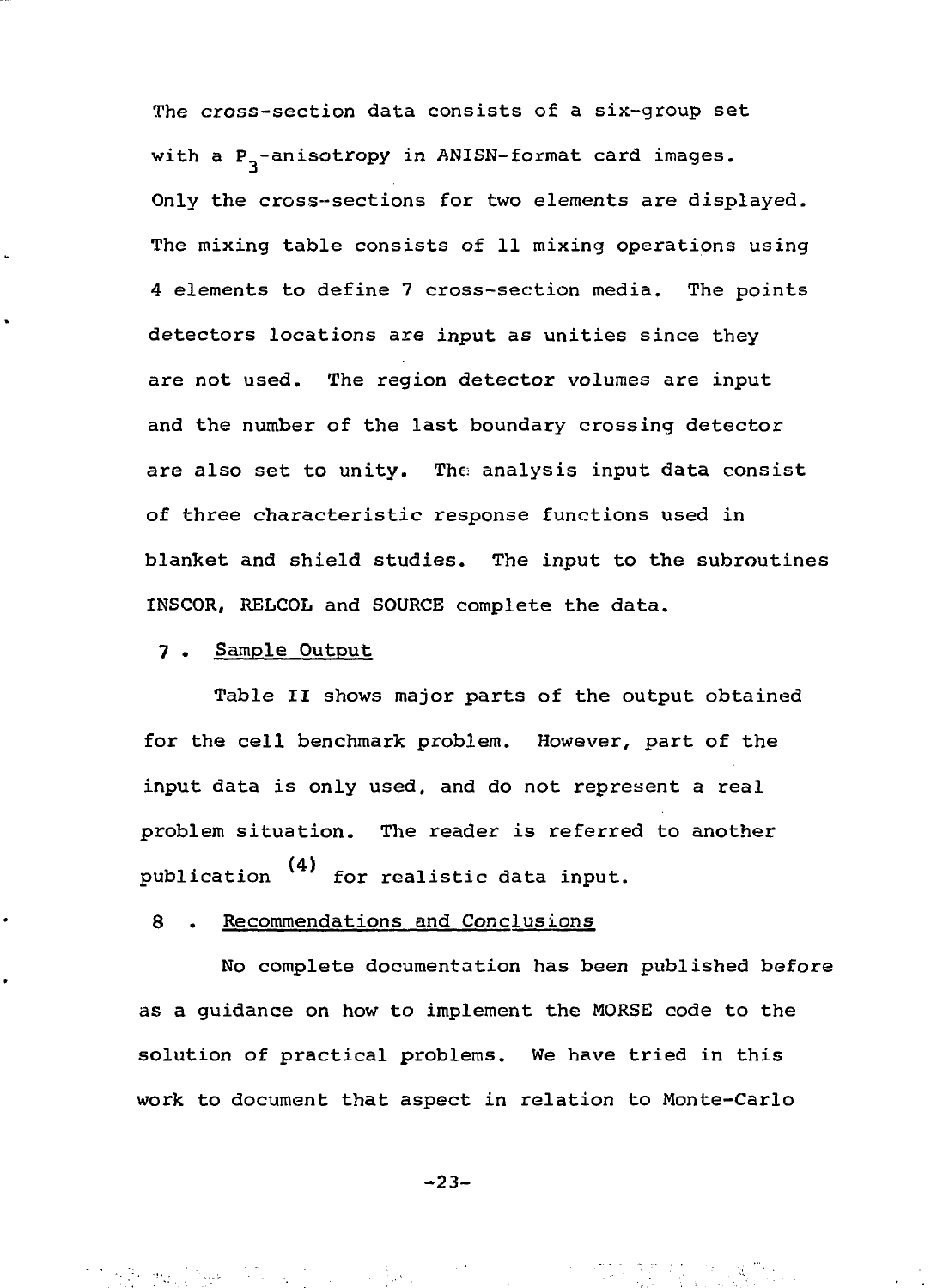The cross-section data consists of a six-group set with a $P_3$-anisotropy in ANISN-format card images. Only the cross-sections for two elements are displayed. The mixing table consists of 11 mixing operations using 4 elements to define 7 cross-section media. The points detectors locations are input as unities since they are not used. The region detector volumes are input and the number of the last boundary crossing detector are also set to unity. The analysis input data consist of three characteristic response functions used in blanket and shield studies. The input to the subroutines INSCOR, RELCOL and SOURCE complete the data.

## 7 . Sample Output

Table II shows major parts of the output obtained for the cell benchmark problem. However, part of the input data is only used, and do not represent a real problem situation. The reader is referred to another publication (4) for realistic data input.

## 8 . Recommendations and Conclusions

No complete documentation has been published before as a guidance on how to implement the MORSE code to the solution of practical problems. We have tried in this work to document that aspect in relation to Monte-Carlo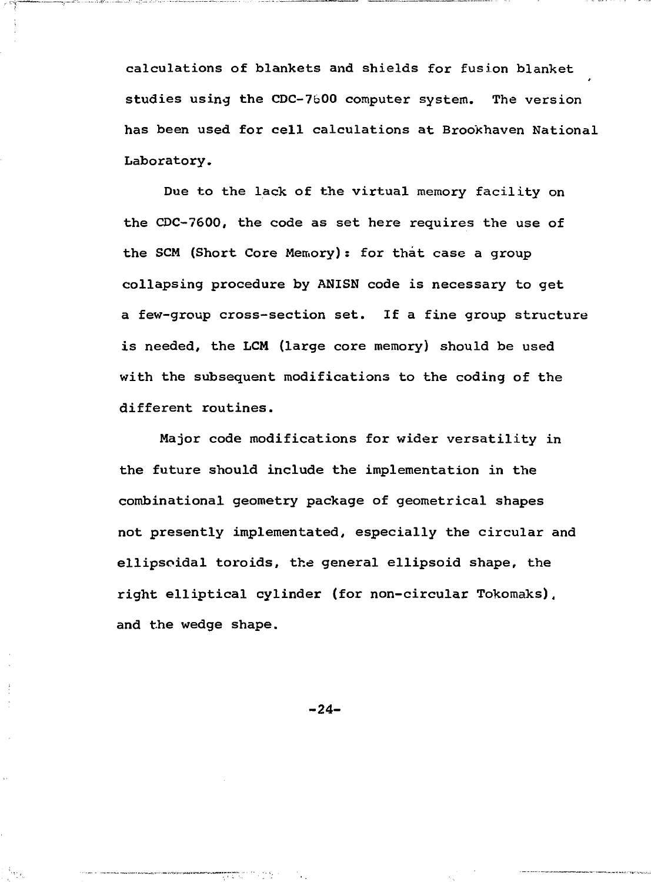calculations of blankets and shields for fusion blanket studies using the CDC-7600 computer system. The version has been used for cell calculations at Brookhaven National Laboratory.

Due to the lack of the virtual memory facility on the CDC-7600, the code as set here requires the use of the SCM (Short Core Memory): for that case a group collapsing procedure by ANISN code is necessary to get a few-group cross-section set. If a fine group structure is needed, the LCM (large core memory) should be used with the subsequent modifications to the coding of the different routines.

Major code modifications for wider versatility in the future should include the implementation in the combinational geometry package of geometrical shapes not presently implementated, especially the circular and ellipsoidal toroids, the general ellipsoid shape, the right elliptical cylinder (for non-circular Tokomaks), and the wedge shape.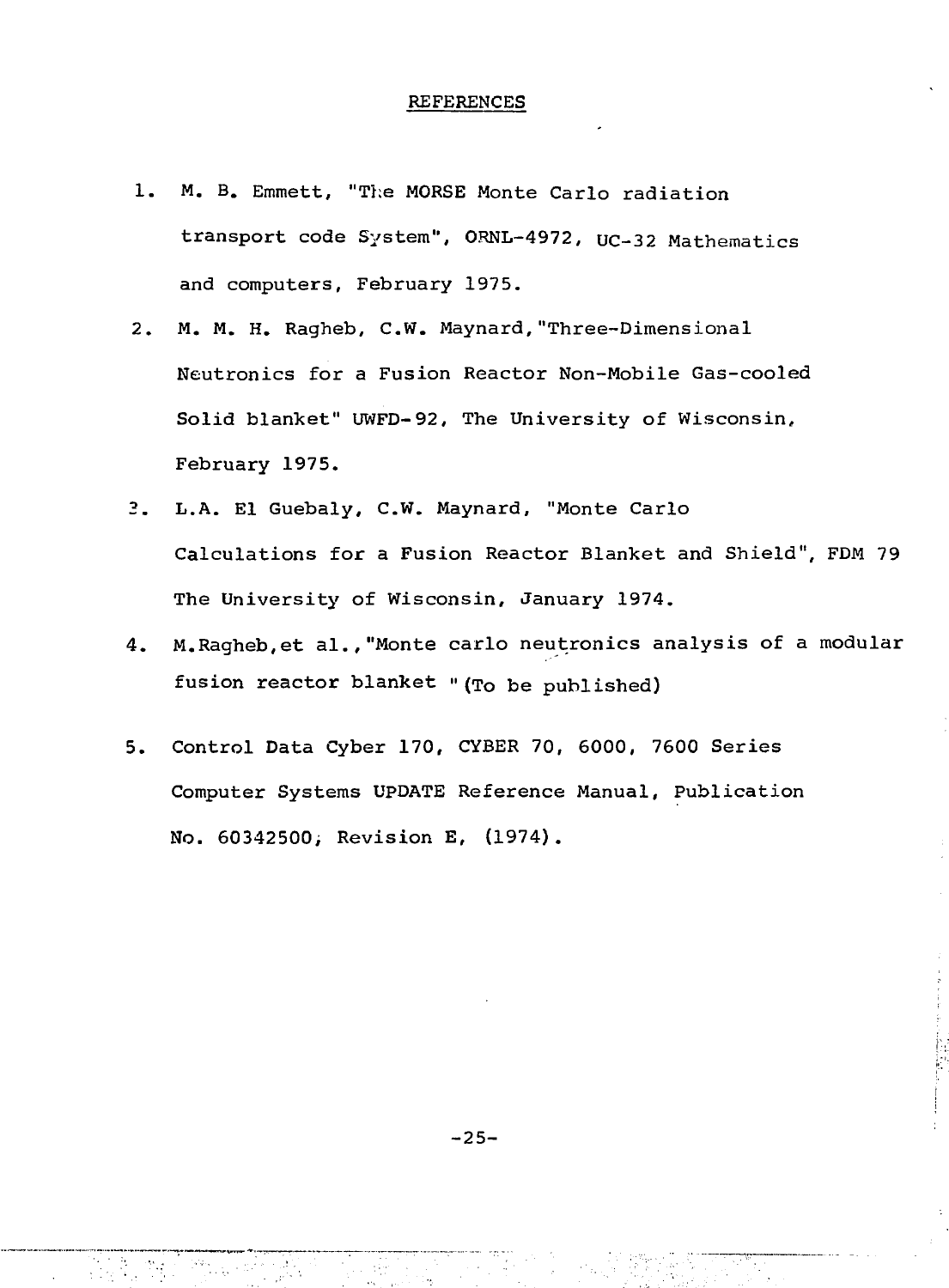## REFERENCES

1. M. B. Emmett, "The MORSE Monte Carlo radiation transport code System", ORNL-4972, UC-32 Mathematics and computers, February 1975.

2. M. M. H. Ragheb, C.W. Maynard, "Three-Dimensional Neutronics for a Fusion Reactor Non-Mobile Gas-cooled Solid blanket" UWFD-92, The University of Wisconsin, February 1975.

3. L.A. El Guebaly, C.W. Maynard, "Monte Carlo Calculations for a Fusion Reactor Blanket and Shield", FDM 79 The University of Wisconsin, January 1974.

4. M.Ragheb, et al., "Monte carlo neutronics analysis of a modular fusion reactor blanket " (To be published)

5. Control Data Cyber 170, CYBER 70, 6000, 7600 Series Computer Systems UPDATE Reference Manual, Publication No. 60342500, Revision E, (1974).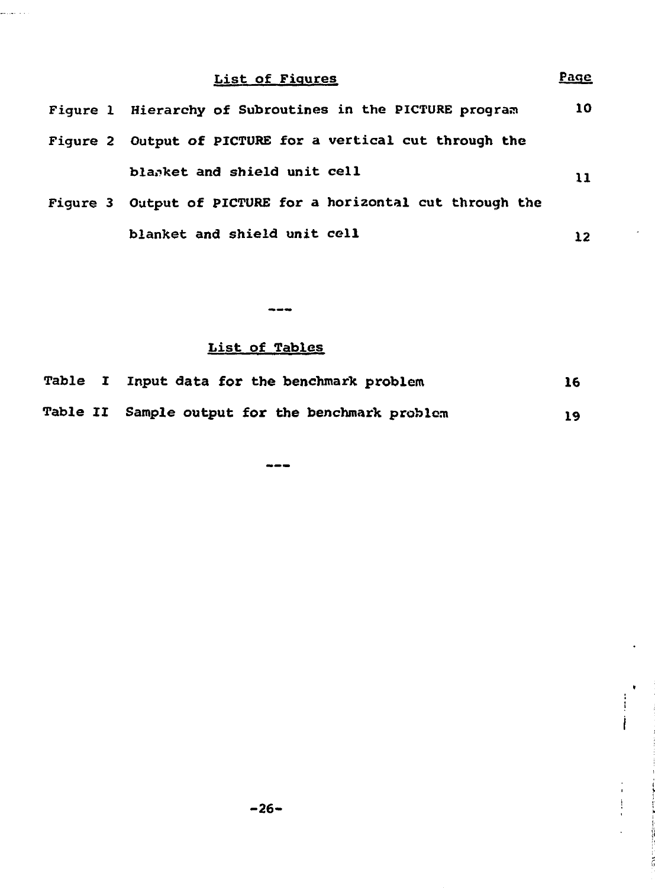## List of Figures

| | | Page |
|---|---|---|
| Figure 1 | Hierarchy of Subroutines in the PICTURE program | 10 |
| Figure 2 | Output of PICTURE for a vertical cut through the blanket and shield unit cell | 11 |
| Figure 3 | Output of PICTURE for a horizontal cut through the blanket and shield unit cell | 12 |

---

## List of Tables

| | | |
|---|---|---|
| Table I | Input data for the benchmark problem | 16 |
| Table II | Sample output for the benchmark problem | 19 |

---